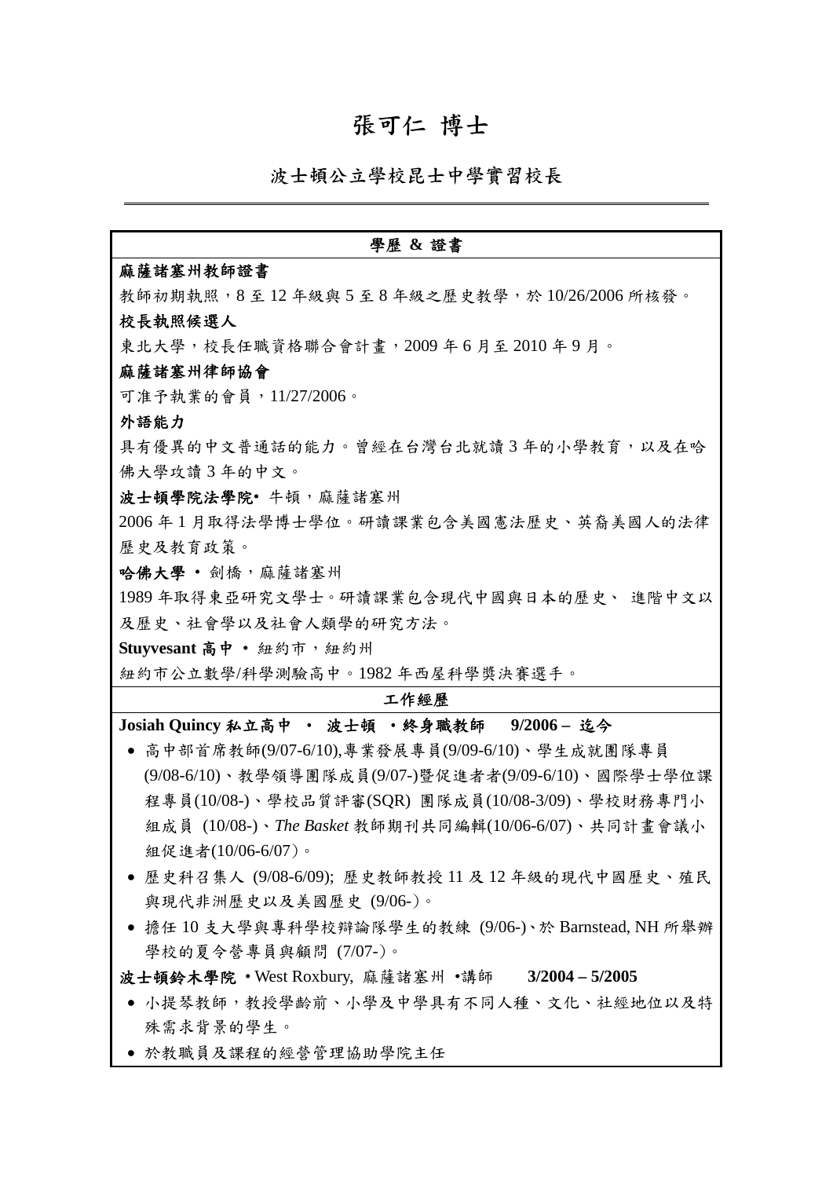# 張可仁 博士

## 波士頓公立學校昆士中學實習校長

---

### 學歷 & 證書

**麻薩諸塞州教師證書**

教師初期執照，8 至 12 年級與 5 至 8 年級之歷史教學，於 10/26/2006 所核發。

**校長執照候選人**

東北大學，校長任職資格聯合會計畫，2009 年 6 月至 2010 年 9 月。

**麻薩諸塞州律師協會**

可准予執業的會員，11/27/2006。

**外語能力**

具有優異的中文普通話的能力。曾經在台灣台北就讀 3 年的小學教育，以及在哈佛大學攻讀 3 年的中文。

**波士頓學院法學院**• 牛頓，麻薩諸塞州

2006 年 1 月取得法學博士學位。研讀課業包含美國憲法歷史、英裔美國人的法律歷史及教育政策。

**哈佛大學** • 劍橋，麻薩諸塞州

1989 年取得東亞研究文學士。研讀課業包含現代中國與日本的歷史、 進階中文以及歷史、社會學以及社會人類學的研究方法。

**Stuyvesant 高中** • 紐約市，紐約州

紐約市公立數學/科學測驗高中。1982 年西屋科學獎決賽選手。

### 工作經歷

**Josiah Quincy 私立高中 • 波士頓 •終身職教師 9/2006 – 迄今**

- 高中部首席教師(9/07-6/10),專業發展專員(9/09-6/10)、學生成就團隊專員(9/08-6/10)、教學領導團隊成員(9/07-)暨促進者者(9/09-6/10)、國際學士學位課程專員(10/08-)、學校品質評審(SQR) 團隊成員(10/08-3/09)、學校財務專門小組成員 (10/08-)、*The Basket* 教師期刊共同編輯(10/06-6/07)、共同計畫會議小組促進者(10/06-6/07)。
- 歷史科召集人 (9/08-6/09); 歷史教師教授 11 及 12 年級的現代中國歷史、殖民與現代非洲歷史以及美國歷史 (9/06-)。
- 擔任 10 支大學與專科學校辯論隊學生的教練 (9/06-)、於 Barnstead, NH 所舉辦學校的夏令營專員與顧問 (7/07-)。

**波士頓鈴木學院** • West Roxbury, 麻薩諸塞州 •講師 **3/2004 – 5/2005**

- 小提琴教師，教授學齡前、小學及中學具有不同人種、文化、社經地位以及特殊需求背景的學生。
- 於教職員及課程的經營管理協助學院主任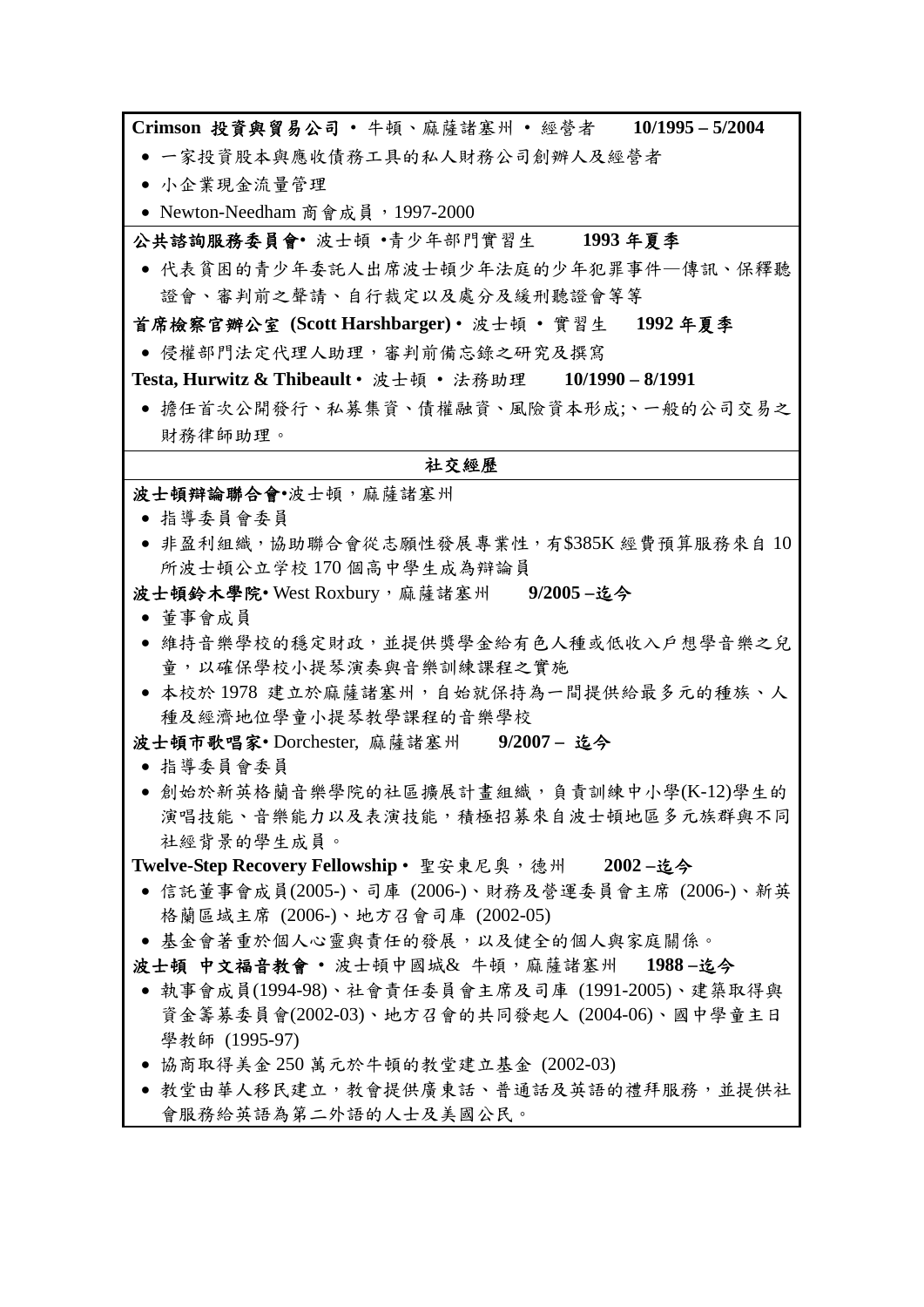**Crimson 投資與貿易公司** • 牛頓、麻薩諸塞州 • 經營者 **10/1995 – 5/2004**

- 一家投資股本與應收債務工具的私人財務公司創辦人及經營者
- 小企業現金流量管理
- Newton-Needham 商會成員，1997-2000

**公共諮詢服務委員會•** 波士頓 •青少年部門實習生 **1993 年夏季**

- 代表貧困的青少年委託人出席波士頓少年法庭的少年犯罪事件—傳訊、保釋聽證會、審判前之聲請、自行裁定以及處分及緩刑聽證會等等

**首席檢察官辦公室 (Scott Harshbarger)** • 波士頓 • 實習生 **1992 年夏季**

- 侵權部門法定代理人助理，審判前備忘錄之研究及撰寫

**Testa, Hurwitz & Thibeault** • 波士頓 • 法務助理 **10/1990 – 8/1991**

- 擔任首次公開發行、私募集資、債權融資、風險資本形成;、一般的公司交易之財務律師助理。

**社交經歷**

**波士頓辯論聯合會**•波士頓，麻薩諸塞州

- 指導委員會委員
- 非盈利組織，協助聯合會從志願性發展專業性，有$385K 經費預算服務來自 10 所波士頓公立学校 170 個高中學生成為辯論員

**波士頓鈴木學院•** West Roxbury，麻薩諸塞州 **9/2005 –迄今**

- 董事會成員
- 維持音樂學校的穩定財政，並提供獎學金給有色人種或低收入戶想學音樂之兒童，以確保學校小提琴演奏與音樂訓練課程之實施
- 本校於 1978 建立於麻薩諸塞州，自始就保持為一間提供給最多元的種族、人種及經濟地位學童小提琴教學課程的音樂學校

**波士頓市歌唱家•** Dorchester, 麻薩諸塞州 **9/2007 – 迄今**

- 指導委員會委員
- 創始於新英格蘭音樂學院的社區擴展計畫組織，負責訓練中小學(K-12)學生的演唱技能、音樂能力以及表演技能，積極招募來自波士頓地區多元族群與不同社經背景的學生成員。

**Twelve-Step Recovery Fellowship** • 聖安東尼奧，德州 **2002 –迄今**

- 信託董事會成員(2005-)、司庫 (2006-)、財務及營運委員會主席 (2006-)、新英格蘭區域主席 (2006-)、地方召會司庫 (2002-05)
- 基金會著重於個人心靈與責任的發展，以及健全的個人與家庭關係。

**波士頓 中文福音教會** • 波士頓中國城& 牛頓，麻薩諸塞州 **1988 –迄今**

- 執事會成員(1994-98)、社會責任委員會主席及司庫 (1991-2005)、建築取得與資金籌募委員會(2002-03)、地方召會的共同發起人 (2004-06)、國中學童主日學教師 (1995-97)
- 協商取得美金 250 萬元於牛頓的教堂建立基金 (2002-03)
- 教堂由華人移民建立，教會提供廣東話、普通話及英語的禮拜服務，並提供社會服務給英語為第二外語的人士及美國公民。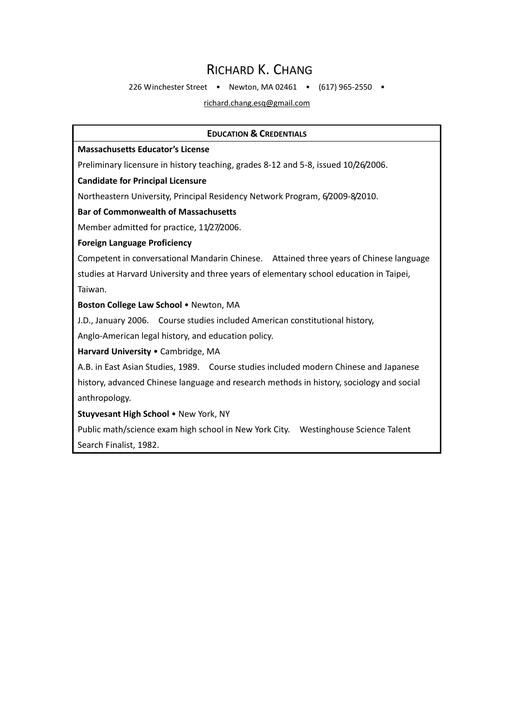# RICHARD K. CHANG

226 Winchester Street • Newton, MA 02461 • (617) 965-2550 •

richard.chang.esq@gmail.com

## EDUCATION & CREDENTIALS

**Massachusetts Educator's License**

Preliminary licensure in history teaching, grades 8-12 and 5-8, issued 10/26/2006.

**Candidate for Principal Licensure**

Northeastern University, Principal Residency Network Program, 6/2009-8/2010.

**Bar of Commonwealth of Massachusetts**

Member admitted for practice, 11/27/2006.

**Foreign Language Proficiency**

Competent in conversational Mandarin Chinese. Attained three years of Chinese language studies at Harvard University and three years of elementary school education in Taipei, Taiwan.

**Boston College Law School** • Newton, MA

J.D., January 2006. Course studies included American constitutional history, Anglo-American legal history, and education policy.

**Harvard University** • Cambridge, MA

A.B. in East Asian Studies, 1989. Course studies included modern Chinese and Japanese history, advanced Chinese language and research methods in history, sociology and social anthropology.

**Stuyvesant High School** • New York, NY

Public math/science exam high school in New York City. Westinghouse Science Talent Search Finalist, 1982.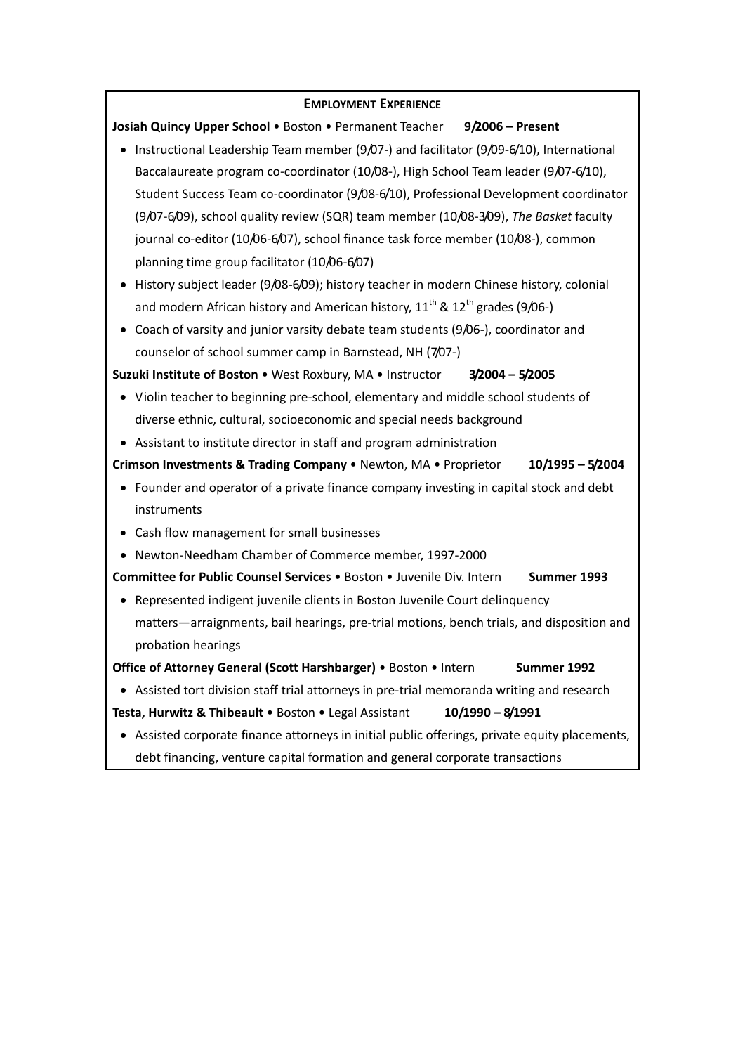## EMPLOYMENT EXPERIENCE

**Josiah Quincy Upper School** • Boston • Permanent Teacher **9/2006 – Present**

- Instructional Leadership Team member (9/07-) and facilitator (9/09-6/10), International Baccalaureate program co-coordinator (10/08-), High School Team leader (9/07-6/10), Student Success Team co-coordinator (9/08-6/10), Professional Development coordinator (9/07-6/09), school quality review (SQR) team member (10/08-3/09), *The Basket* faculty journal co-editor (10/06-6/07), school finance task force member (10/08-), common planning time group facilitator (10/06-6/07)
- History subject leader (9/08-6/09); history teacher in modern Chinese history, colonial and modern African history and American history, $11^{th}$ & $12^{th}$ grades (9/06-)
- Coach of varsity and junior varsity debate team students (9/06-), coordinator and counselor of school summer camp in Barnstead, NH (7/07-)

**Suzuki Institute of Boston** • West Roxbury, MA • Instructor **3/2004 – 5/2005**

- Violin teacher to beginning pre-school, elementary and middle school students of diverse ethnic, cultural, socioeconomic and special needs background
- Assistant to institute director in staff and program administration

**Crimson Investments & Trading Company** • Newton, MA • Proprietor **10/1995 – 5/2004**

- Founder and operator of a private finance company investing in capital stock and debt instruments
- Cash flow management for small businesses
- Newton-Needham Chamber of Commerce member, 1997-2000

**Committee for Public Counsel Services** • Boston • Juvenile Div. Intern **Summer 1993**

- Represented indigent juvenile clients in Boston Juvenile Court delinquency matters—arraignments, bail hearings, pre-trial motions, bench trials, and disposition and probation hearings

**Office of Attorney General (Scott Harshbarger)** • Boston • Intern **Summer 1992**

- Assisted tort division staff trial attorneys in pre-trial memoranda writing and research

**Testa, Hurwitz & Thibeault** • Boston • Legal Assistant **10/1990 – 8/1991**

- Assisted corporate finance attorneys in initial public offerings, private equity placements, debt financing, venture capital formation and general corporate transactions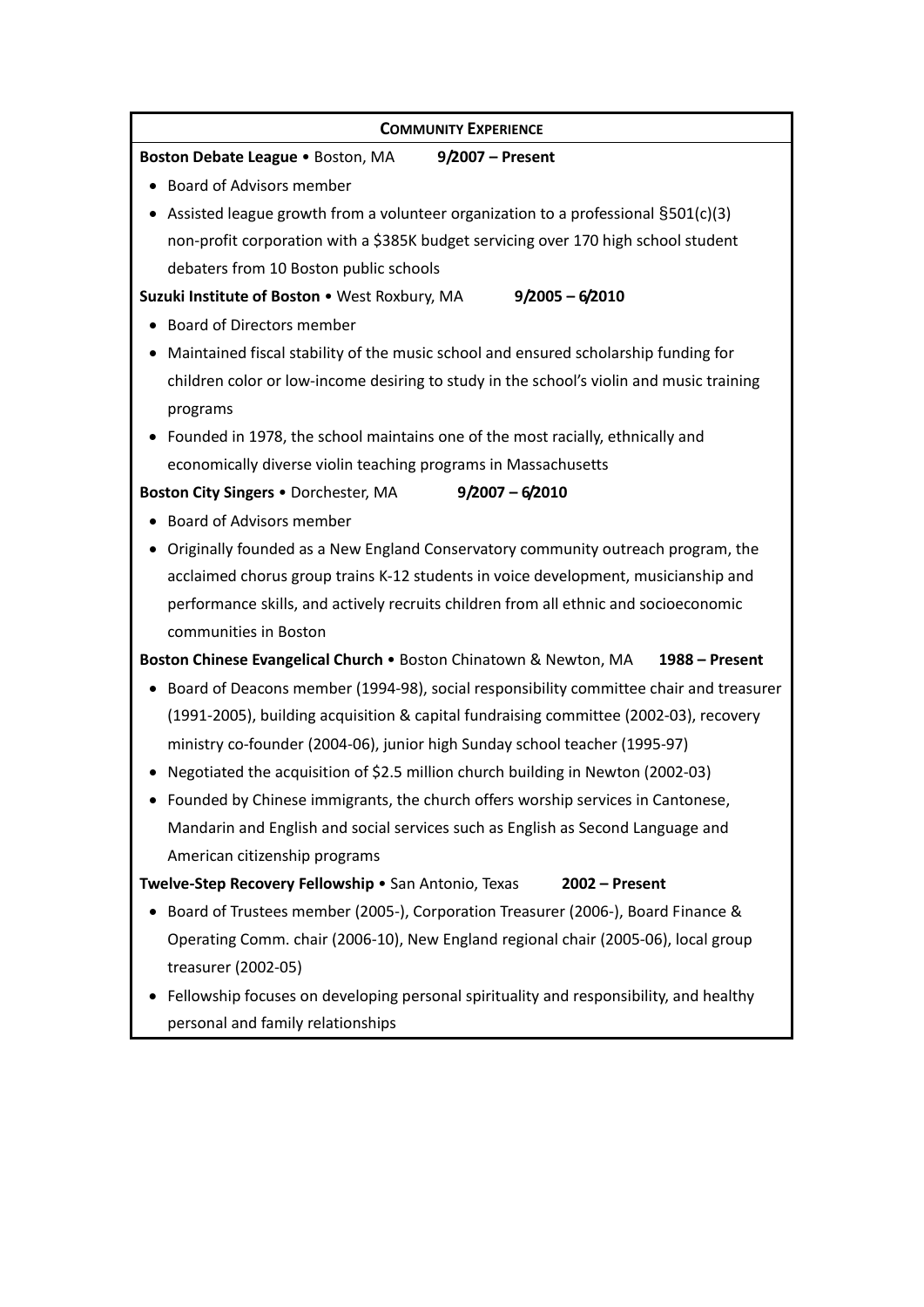## COMMUNITY EXPERIENCE

**Boston Debate League** • Boston, MA **9/2007 – Present**

- Board of Advisors member
- Assisted league growth from a volunteer organization to a professional §501(c)(3) non-profit corporation with a $385K budget servicing over 170 high school student debaters from 10 Boston public schools

**Suzuki Institute of Boston** • West Roxbury, MA **9/2005 – 6/2010**

- Board of Directors member
- Maintained fiscal stability of the music school and ensured scholarship funding for children color or low-income desiring to study in the school's violin and music training programs
- Founded in 1978, the school maintains one of the most racially, ethnically and economically diverse violin teaching programs in Massachusetts

**Boston City Singers** • Dorchester, MA **9/2007 – 6/2010**

- Board of Advisors member
- Originally founded as a New England Conservatory community outreach program, the acclaimed chorus group trains K-12 students in voice development, musicianship and performance skills, and actively recruits children from all ethnic and socioeconomic communities in Boston

**Boston Chinese Evangelical Church** • Boston Chinatown & Newton, MA **1988 – Present**

- Board of Deacons member (1994-98), social responsibility committee chair and treasurer (1991-2005), building acquisition & capital fundraising committee (2002-03), recovery ministry co-founder (2004-06), junior high Sunday school teacher (1995-97)
- Negotiated the acquisition of $2.5 million church building in Newton (2002-03)
- Founded by Chinese immigrants, the church offers worship services in Cantonese, Mandarin and English and social services such as English as Second Language and American citizenship programs

**Twelve-Step Recovery Fellowship** • San Antonio, Texas **2002 – Present**

- Board of Trustees member (2005-), Corporation Treasurer (2006-), Board Finance & Operating Comm. chair (2006-10), New England regional chair (2005-06), local group treasurer (2002-05)
- Fellowship focuses on developing personal spirituality and responsibility, and healthy personal and family relationships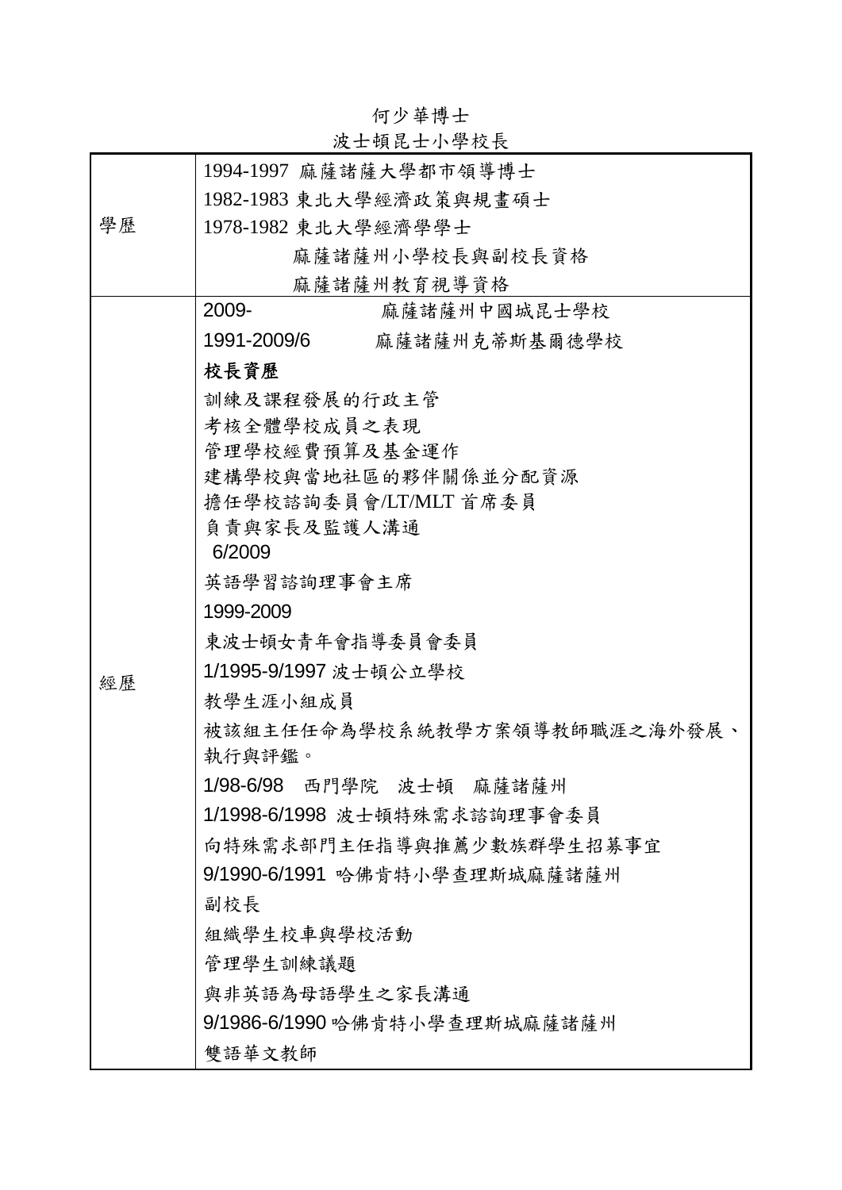何少華博士

波士頓昆士小學校長

| | |
|---|---|
| 學歷 | 1994-1997 麻薩諸薩大學都市領導博士<br>1982-1983 東北大學經濟政策與規畫碩士<br>1978-1982 東北大學經濟學學士<br>麻薩諸薩州小學校長與副校長資格<br>麻薩諸薩州教育視導資格 |
| 經歷 | 2009- 麻薩諸薩州中國城昆士學校<br>1991-2009/6 麻薩諸薩州克蒂斯基爾德學校<br>**校長資歷**<br>訓練及課程發展的行政主管<br>考核全體學校成員之表現<br>管理學校經費預算及基金運作<br>建構學校與當地社區的夥伴關係並分配資源<br>擔任學校諮詢委員會/LT/MLT 首席委員<br>負責與家長及監護人溝通<br>6/2009<br>英語學習諮詢理事會主席<br>1999-2009<br>東波士頓女青年會指導委員會委員<br>1/1995-9/1997 波士頓公立學校<br>教學生涯小組成員<br>被該組主任任命為學校系統教學方案領導教師職涯之海外發展、執行與評鑑。<br>1/98-6/98 西門學院 波士頓 麻薩諸薩州<br>1/1998-6/1998 波士頓特殊需求諮詢理事會委員<br>向特殊需求部門主任指導與推薦少數族群學生招募事宜<br>9/1990-6/1991 哈佛肯特小學查理斯城麻薩諸薩州<br>副校長<br>組織學生校車與學校活動<br>管理學生訓練議題<br>與非英語為母語學生之家長溝通<br>9/1986-6/1990 哈佛肯特小學查理斯城麻薩諸薩州<br>雙語華文教師 |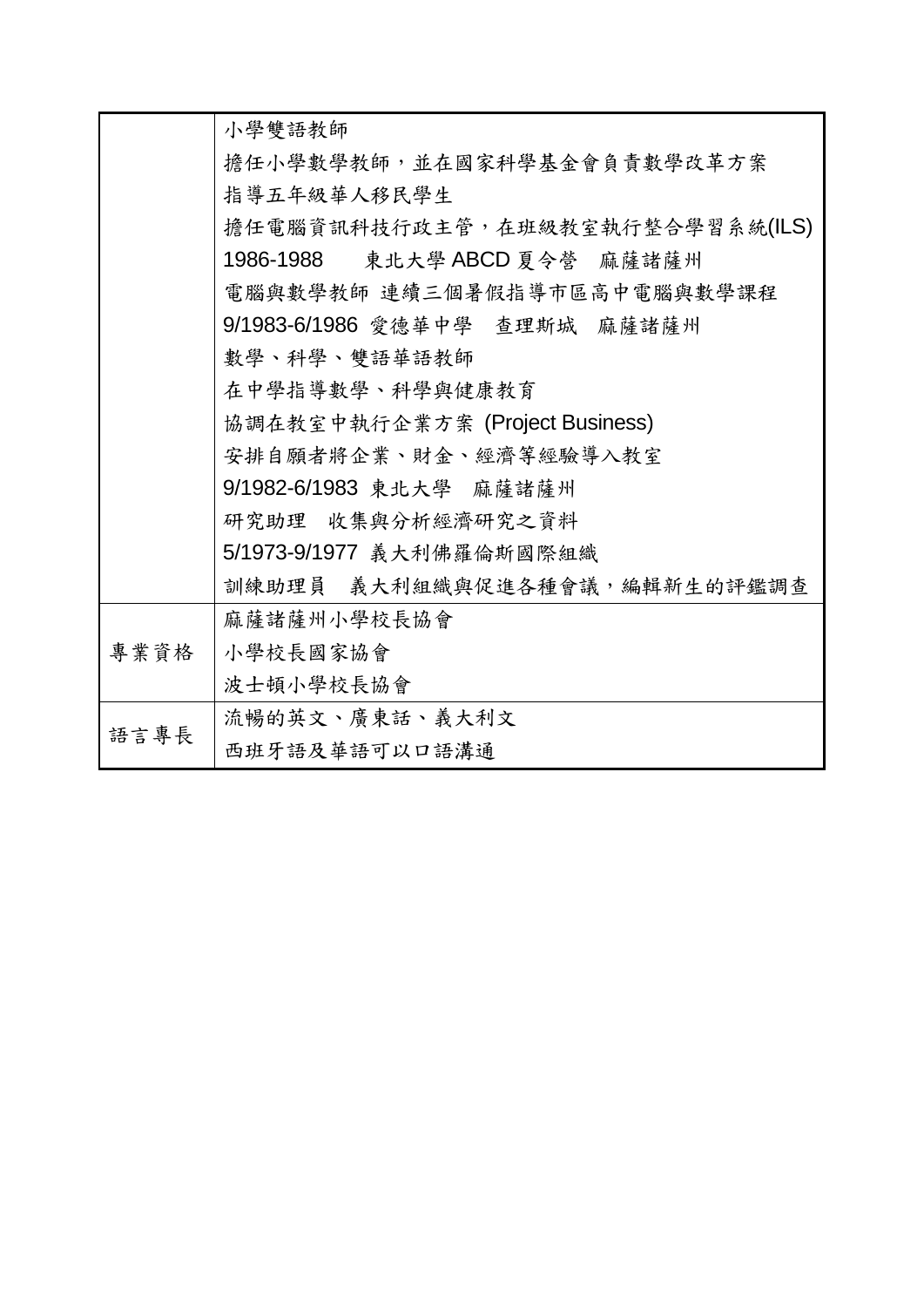| | |
|---|---|
| | 小學雙語教師<br>擔任小學數學教師，並在國家科學基金會負責數學改革方案<br>指導五年級華人移民學生<br>擔任電腦資訊科技行政主管，在班級教室執行整合學習系統(ILS)<br>1986-1988　東北大學 ABCD 夏令營　麻薩諸薩州<br>電腦與數學教師 連續三個暑假指導市區高中電腦與數學課程<br>9/1983-6/1986 愛德華中學　查理斯城　麻薩諸薩州<br>數學、科學、雙語華語教師<br>在中學指導數學、科學與健康教育<br>協調在教室中執行企業方案 (Project Business)<br>安排自願者將企業、財金、經濟等經驗導入教室<br>9/1982-6/1983 東北大學　麻薩諸薩州<br>研究助理　收集與分析經濟研究之資料<br>5/1973-9/1977 義大利佛羅倫斯國際組織<br>訓練助理員　義大利組織與促進各種會議，編輯新生的評鑑調查 |
| 專業資格 | 麻薩諸薩州小學校長協會<br>小學校長國家協會<br>波士頓小學校長協會 |
| 語言專長 | 流暢的英文、廣東話、義大利文<br>西班牙語及華語可以口語溝通 |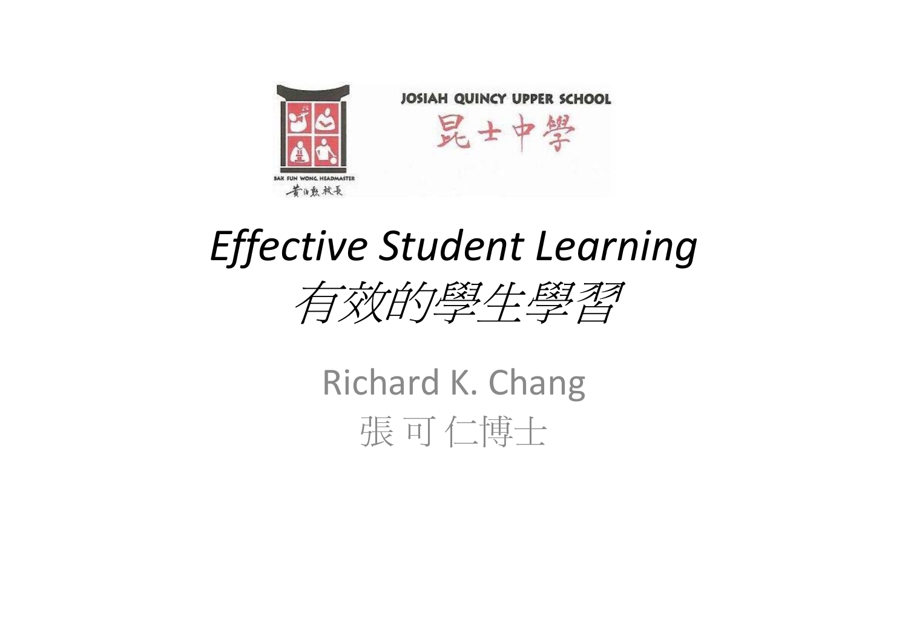JOSIAH QUINCY UPPER SCHOOL

昆士中學

BAK FUN WONG, HEADMASTER

黃伯勲 校長

# *Effective Student Learning*

# *有效的學生學習*

Richard K. Chang

張 可 仁博士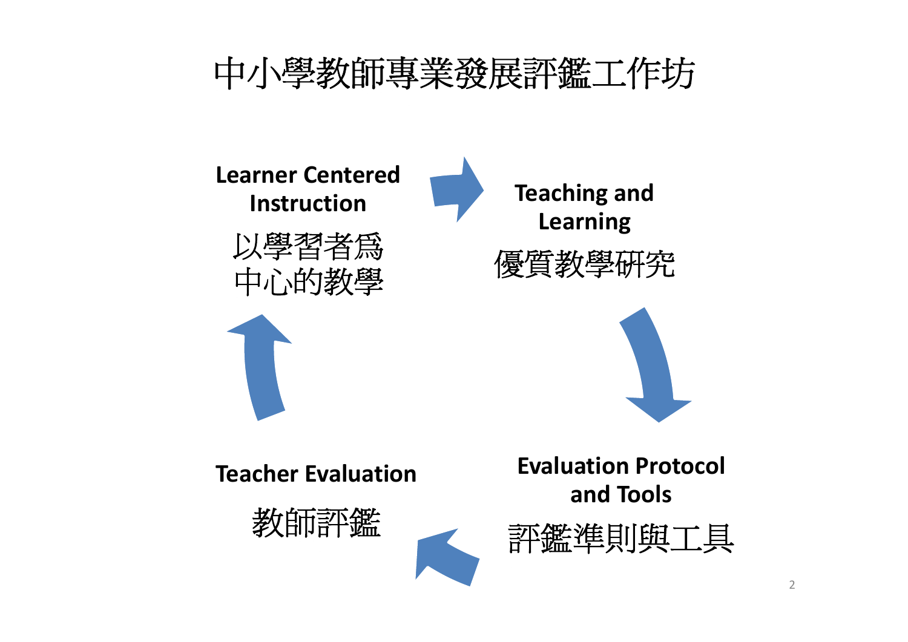# 中小學教師專業發展評鑑工作坊

**Learner Centered Instruction**

以學習者爲中心的教學

**Teaching and Learning**

優質教學研究

**Evaluation Protocol and Tools**

評鑑準則與工具

**Teacher Evaluation**

教師評鑑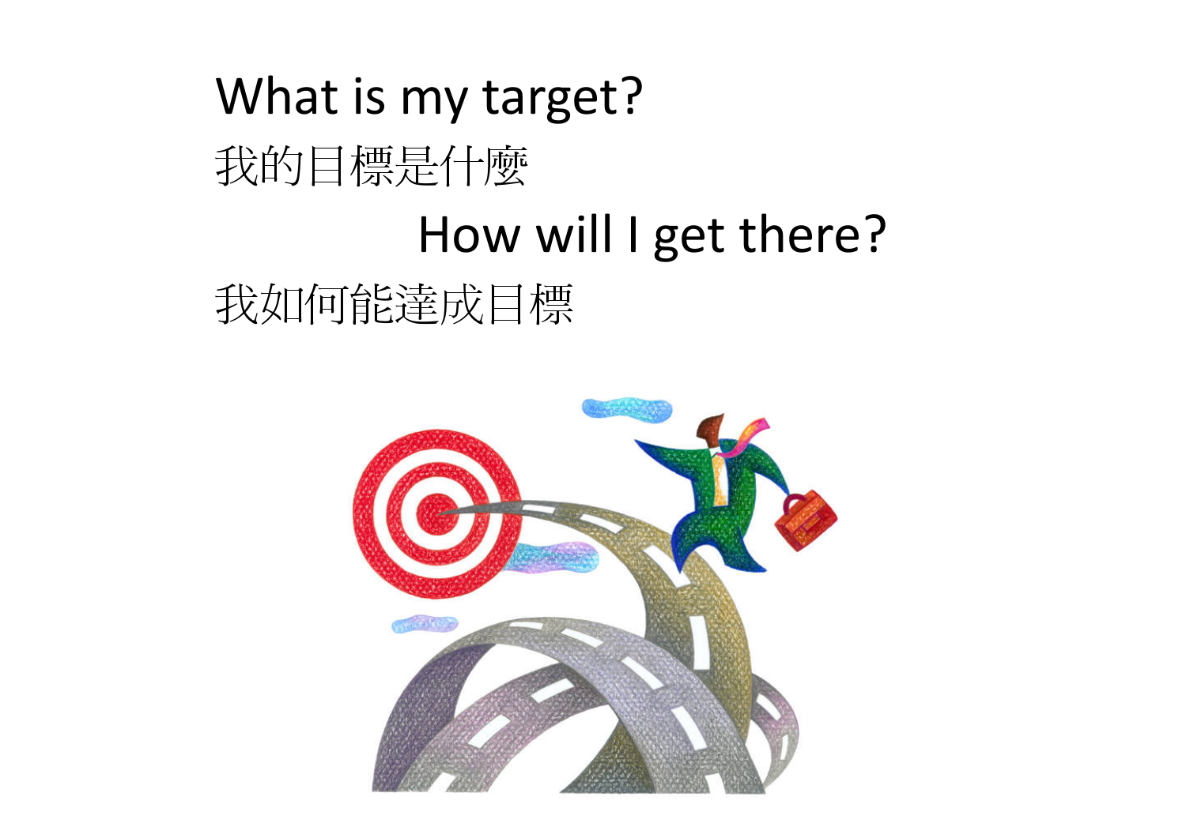What is my target?

我的目標是什麼

How will I get there?

我如何能達成目標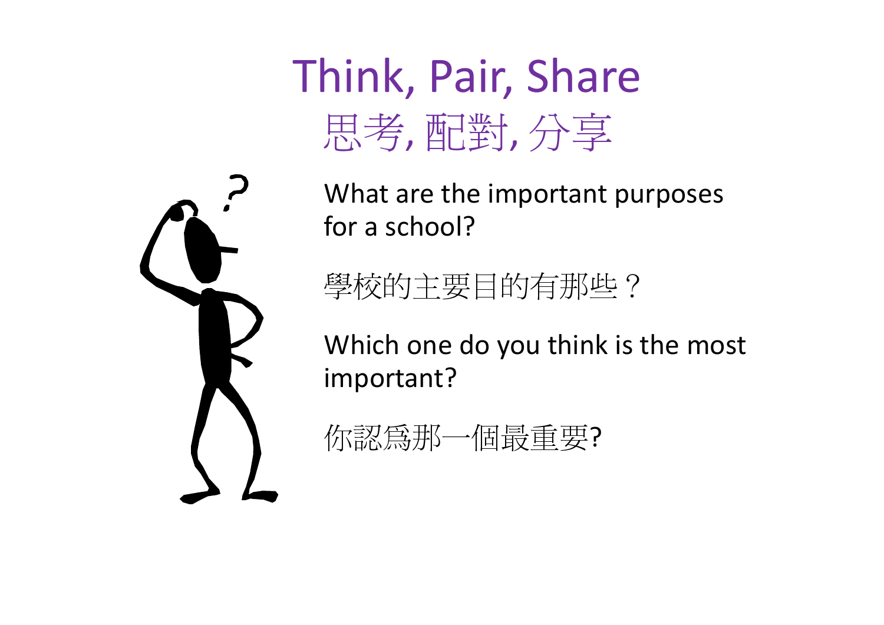# Think, Pair, Share
# 思考, 配對, 分享

What are the important purposes for a school?

學校的主要目的有那些？

Which one do you think is the most important?

你認爲那一個最重要?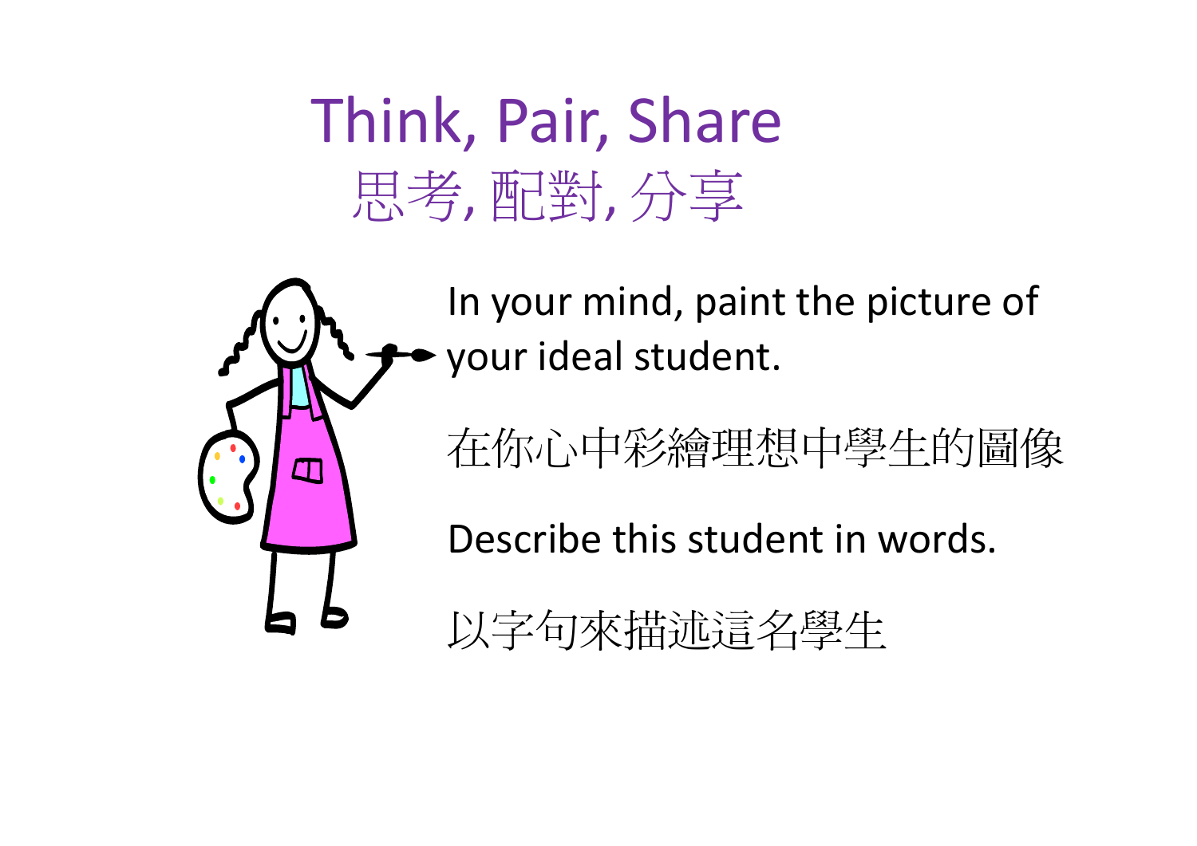# Think, Pair, Share
## 思考, 配對, 分享

In your mind, paint the picture of your ideal student.

在你心中彩繪理想中學生的圖像

Describe this student in words.

以字句來描述這名學生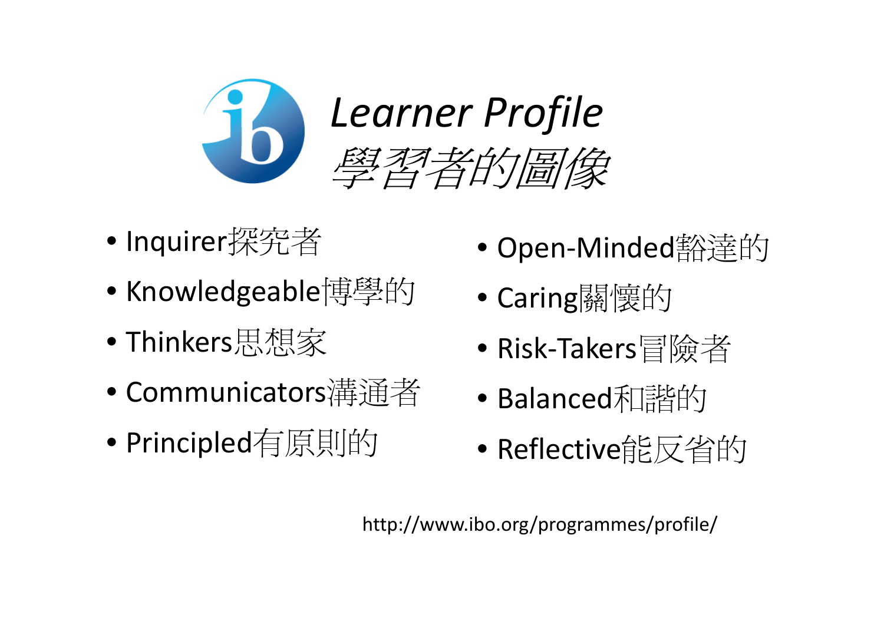# *Learner Profile*
# *學習者的圖像*

- Inquirer探究者
- Knowledgeable博學的
- Thinkers思想家
- Communicators溝通者
- Principled有原則的
- Open-Minded豁達的
- Caring關懷的
- Risk-Takers冒險者
- Balanced和諧的
- Reflective能反省的

http://www.ibo.org/programmes/profile/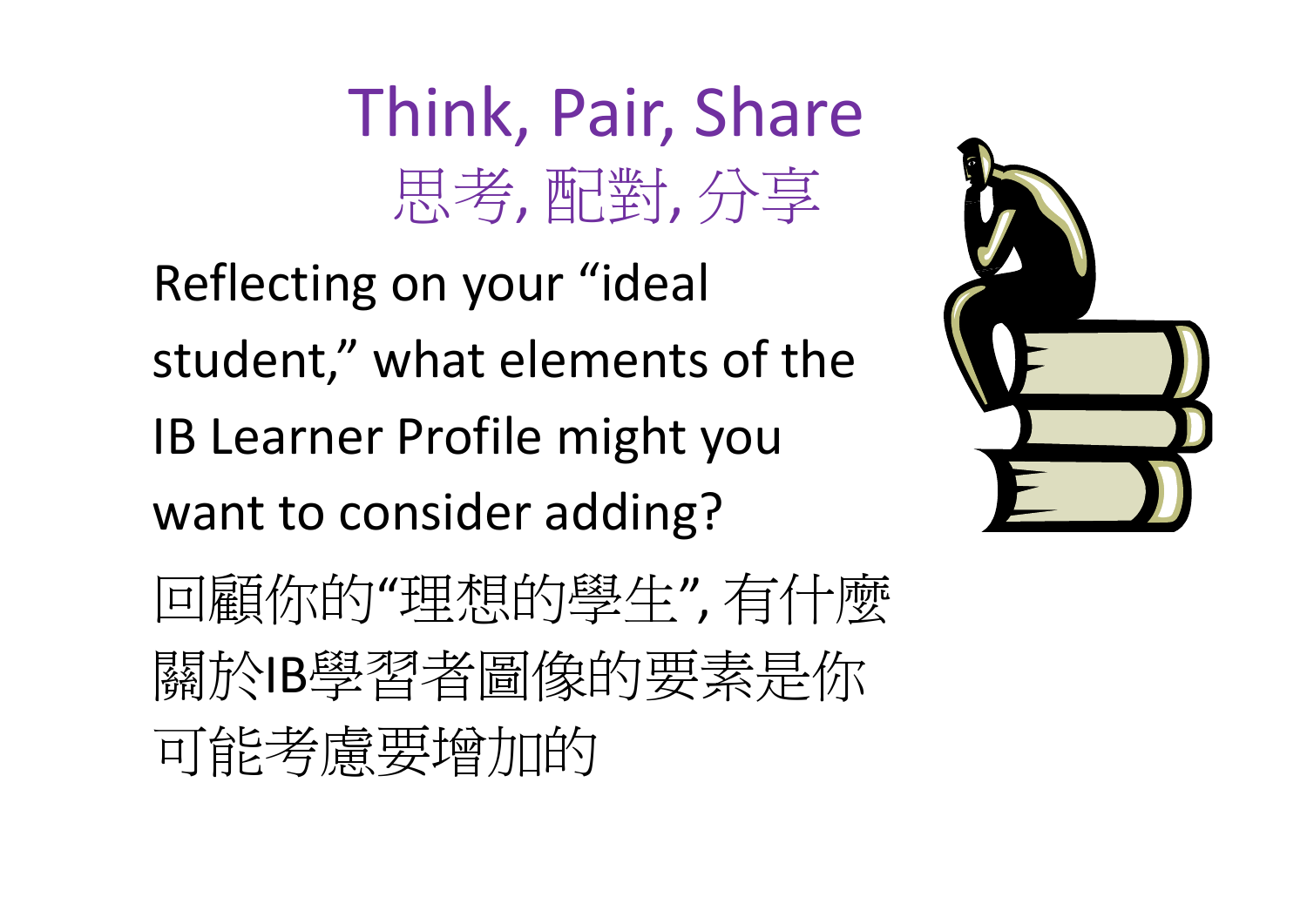# Think, Pair, Share
# 思考, 配對, 分享

Reflecting on your "ideal student," what elements of the IB Learner Profile might you want to consider adding?

回顧你的"理想的學生", 有什麼關於IB學習者圖像的要素是你可能考慮要增加的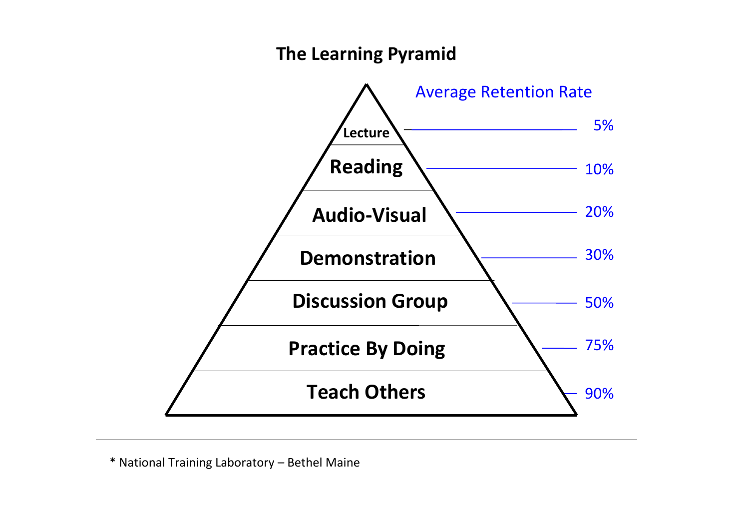# The Learning Pyramid

| Level | Average Retention Rate |
|---|---|
| Lecture | 5% |
| Reading | 10% |
| Audio-Visual | 20% |
| Demonstration | 30% |
| Discussion Group | 50% |
| Practice By Doing | 75% |
| Teach Others | 90% |

* National Training Laboratory – Bethel Maine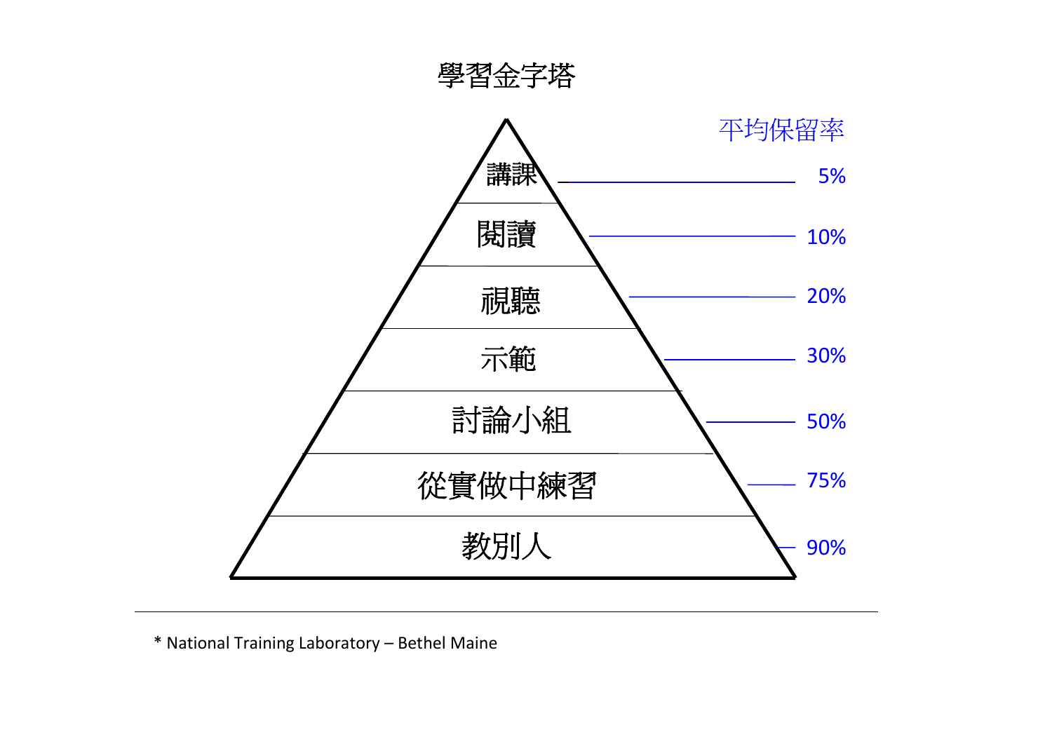# 學習金字塔

| 學習方式 | 平均保留率 |
| --- | --- |
| 講課 | 5% |
| 閱讀 | 10% |
| 視聽 | 20% |
| 示範 | 30% |
| 討論小組 | 50% |
| 從實做中練習 | 75% |
| 教別人 | 90% |

* National Training Laboratory – Bethel Maine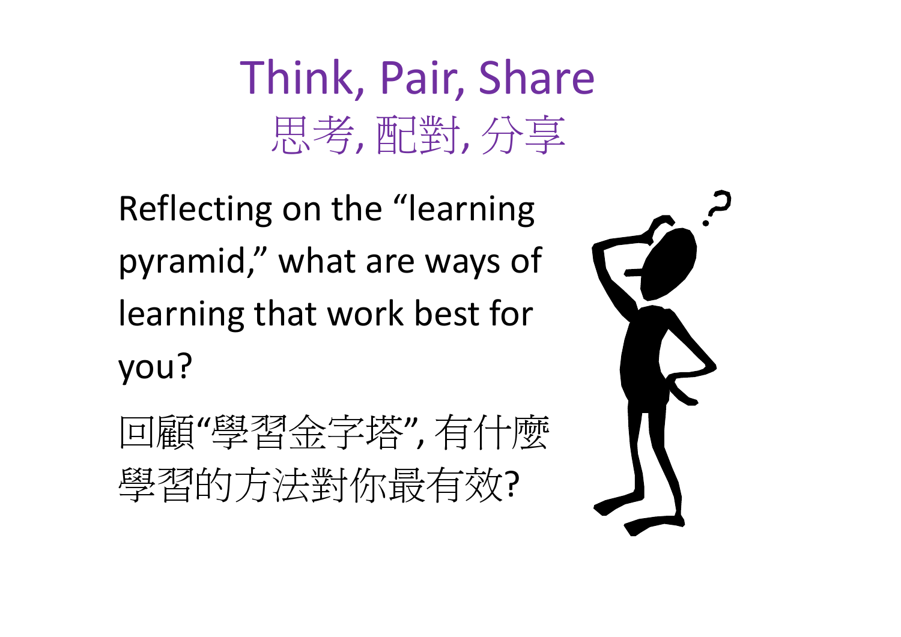# Think, Pair, Share
# 思考, 配對, 分享

Reflecting on the “learning pyramid,” what are ways of learning that work best for you?

回顧“學習金字塔”, 有什麼學習的方法對你最有效?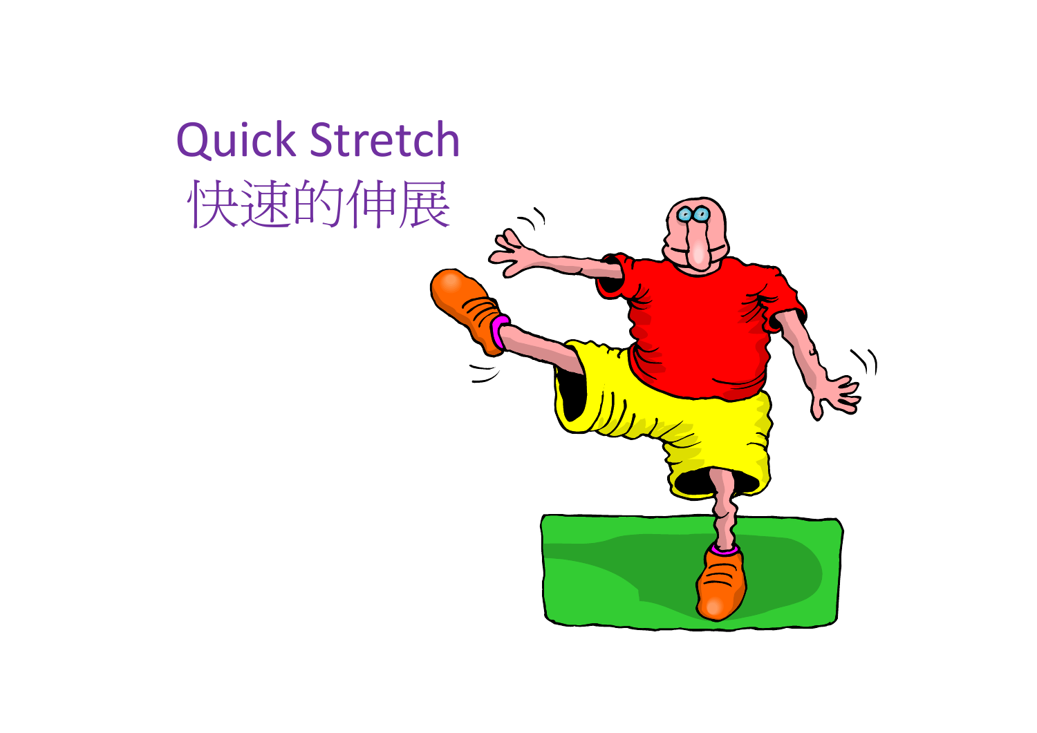# Quick Stretch
# 快速的伸展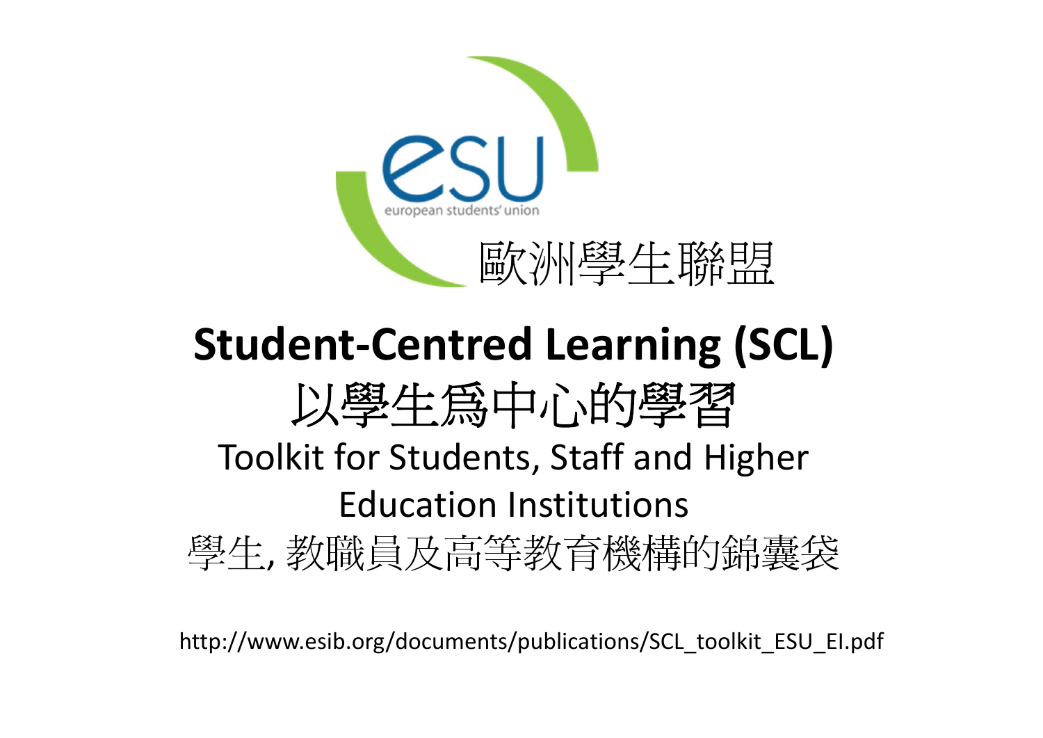esu

european students' union

歐洲學生聯盟

# Student-Centred Learning (SCL)

# 以學生為中心的學習

Toolkit for Students, Staff and Higher Education Institutions

學生, 教職員及高等教育機構的錦囊袋

http://www.esib.org/documents/publications/SCL_toolkit_ESU_EI.pdf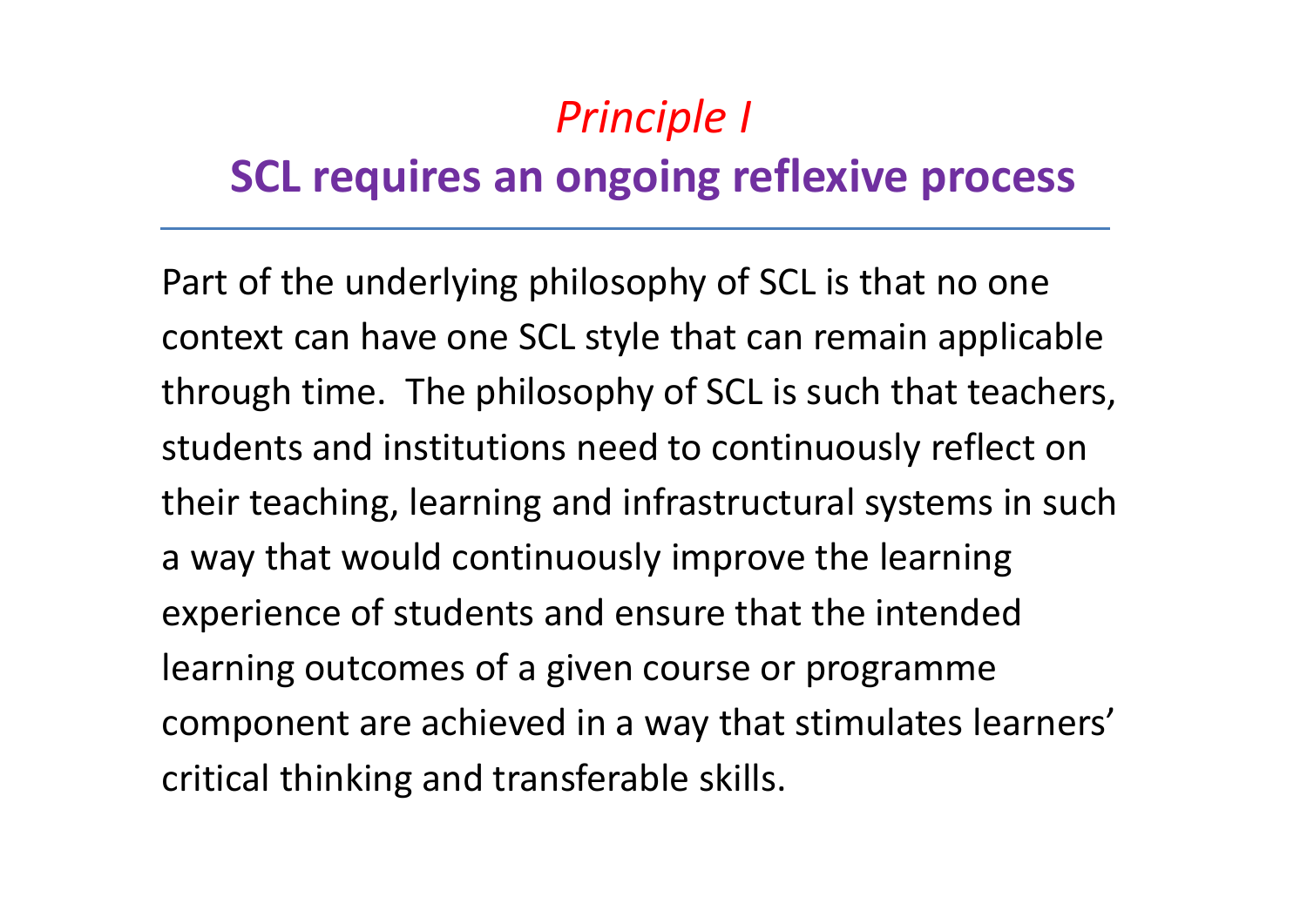## *Principle I*

## **SCL requires an ongoing reflexive process**

Part of the underlying philosophy of SCL is that no one context can have one SCL style that can remain applicable through time. The philosophy of SCL is such that teachers, students and institutions need to continuously reflect on their teaching, learning and infrastructural systems in such a way that would continuously improve the learning experience of students and ensure that the intended learning outcomes of a given course or programme component are achieved in a way that stimulates learners' critical thinking and transferable skills.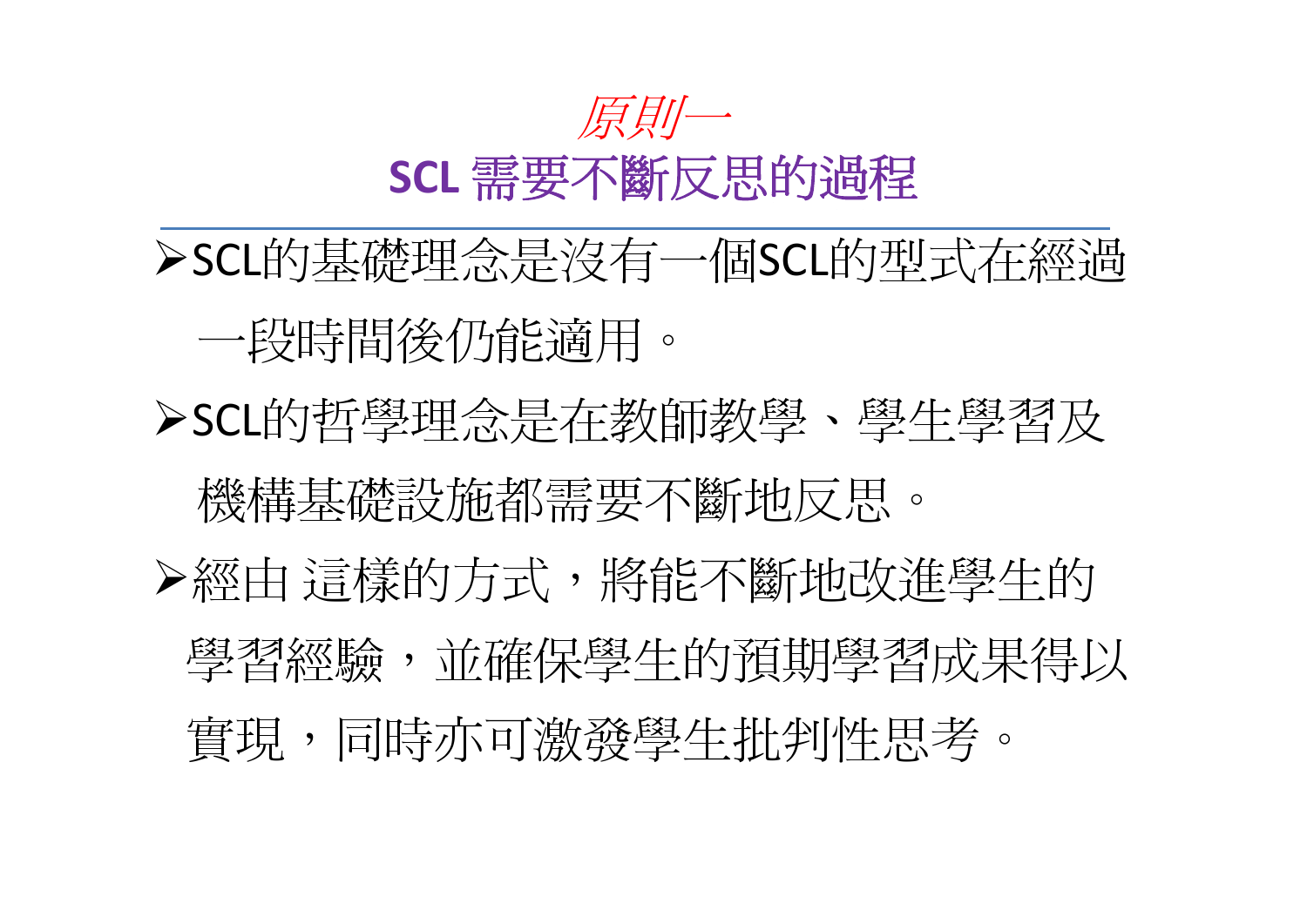# *原則一*

## SCL 需要不斷反思的過程

- SCL的基礎理念是沒有一個SCL的型式在經過一段時間後仍能適用。
- SCL的哲學理念是在教師教學、學生學習及機構基礎設施都需要不斷地反思。
- 經由 這樣的方式，將能不斷地改進學生的學習經驗，並確保學生的預期學習成果得以實現，同時亦可激發學生批判性思考。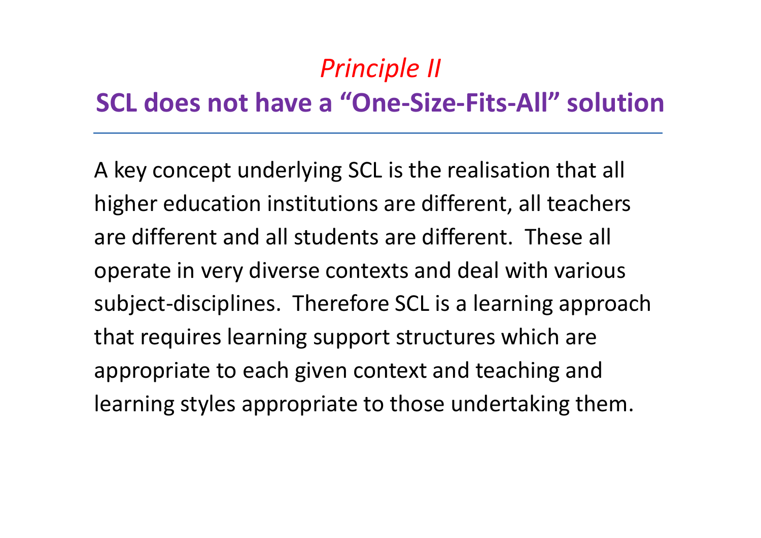## *Principle II*

## **SCL does not have a "One-Size-Fits-All" solution**

---

A key concept underlying SCL is the realisation that all higher education institutions are different, all teachers are different and all students are different. These all operate in very diverse contexts and deal with various subject-disciplines. Therefore SCL is a learning approach that requires learning support structures which are appropriate to each given context and teaching and learning styles appropriate to those undertaking them.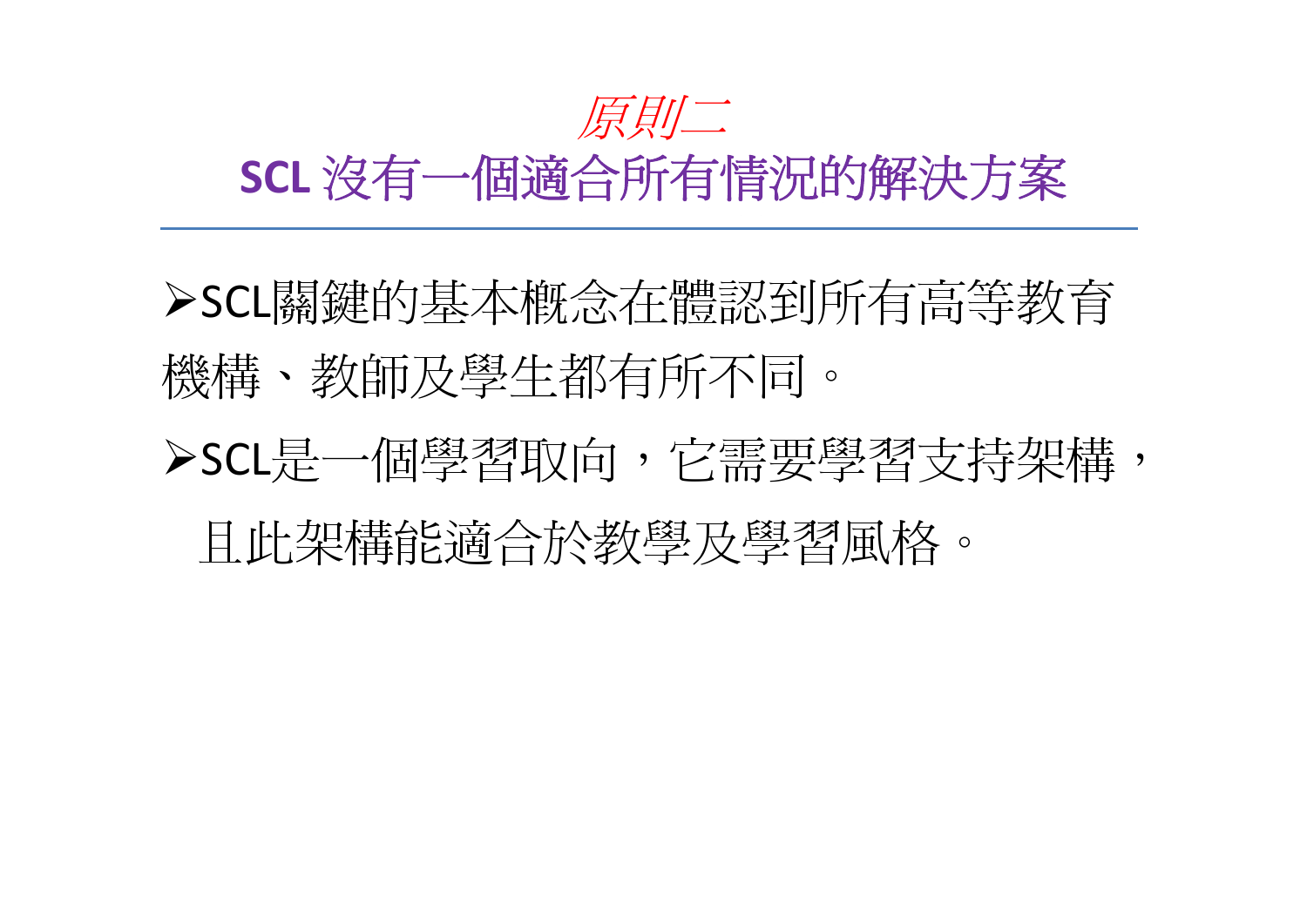## *原則二*

## SCL 沒有一個適合所有情況的解決方案

- SCL關鍵的基本概念在體認到所有高等教育機構、教師及學生都有所不同。
- SCL是一個學習取向，它需要學習支持架構，且此架構能適合於教學及學習風格。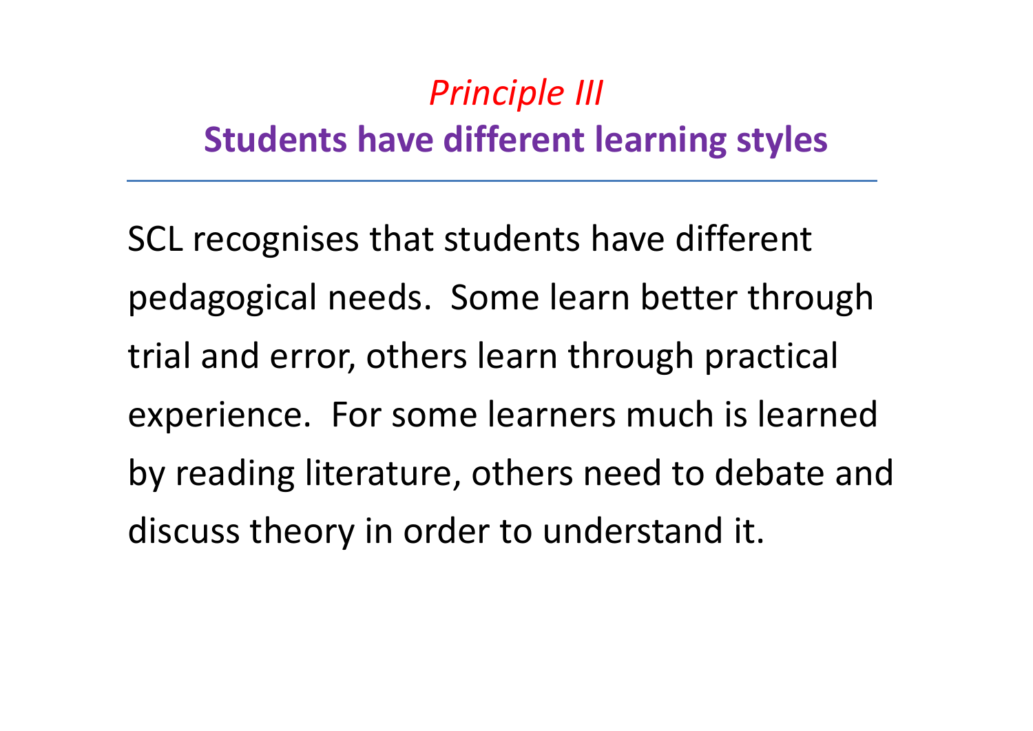*Principle III*

## Students have different learning styles

SCL recognises that students have different pedagogical needs. Some learn better through trial and error, others learn through practical experience. For some learners much is learned by reading literature, others need to debate and discuss theory in order to understand it.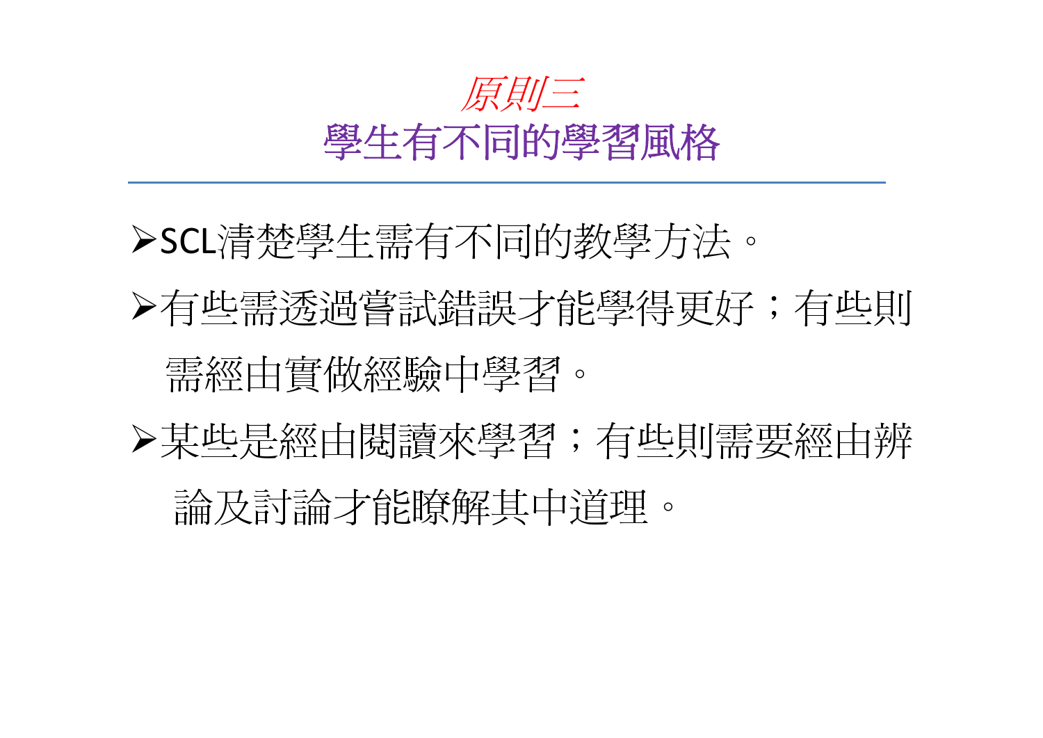# *原則三*
# 學生有不同的學習風格

- SCL清楚學生需有不同的教學方法。
- 有些需透過嘗試錯誤才能學得更好；有些則需經由實做經驗中學習。
- 某些是經由閱讀來學習；有些則需要經由辨論及討論才能瞭解其中道理。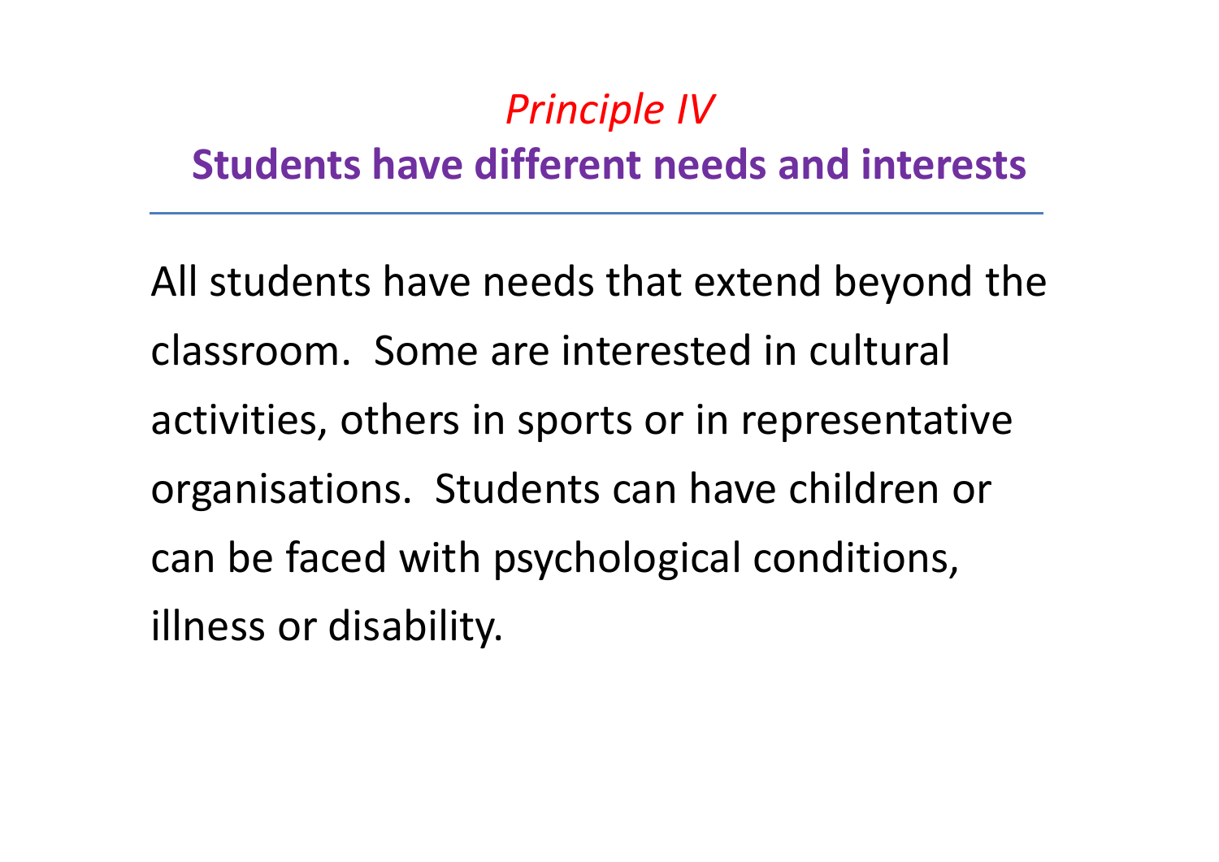## *Principle IV*

## **Students have different needs and interests**

---

All students have needs that extend beyond the classroom. Some are interested in cultural activities, others in sports or in representative organisations. Students can have children or can be faced with psychological conditions, illness or disability.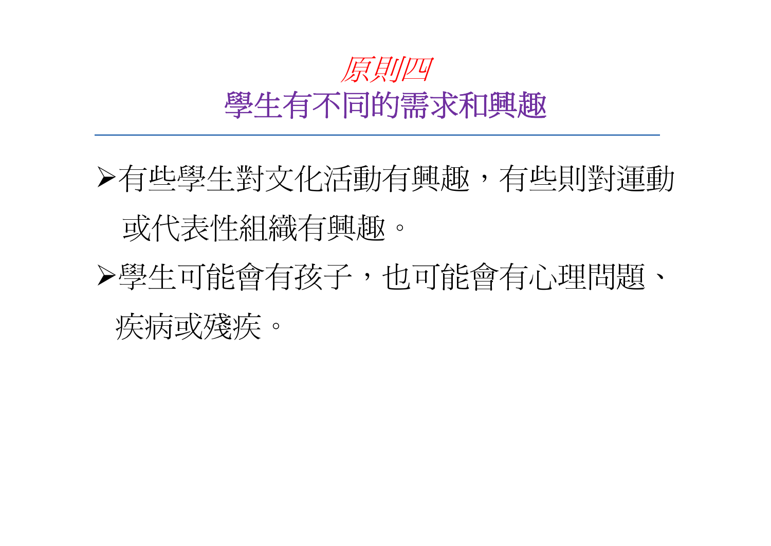## *原則四*

## 學生有不同的需求和興趣

- 有些學生對文化活動有興趣，有些則對運動或代表性組織有興趣。
- 學生可能會有孩子，也可能會有心理問題、疾病或殘疾。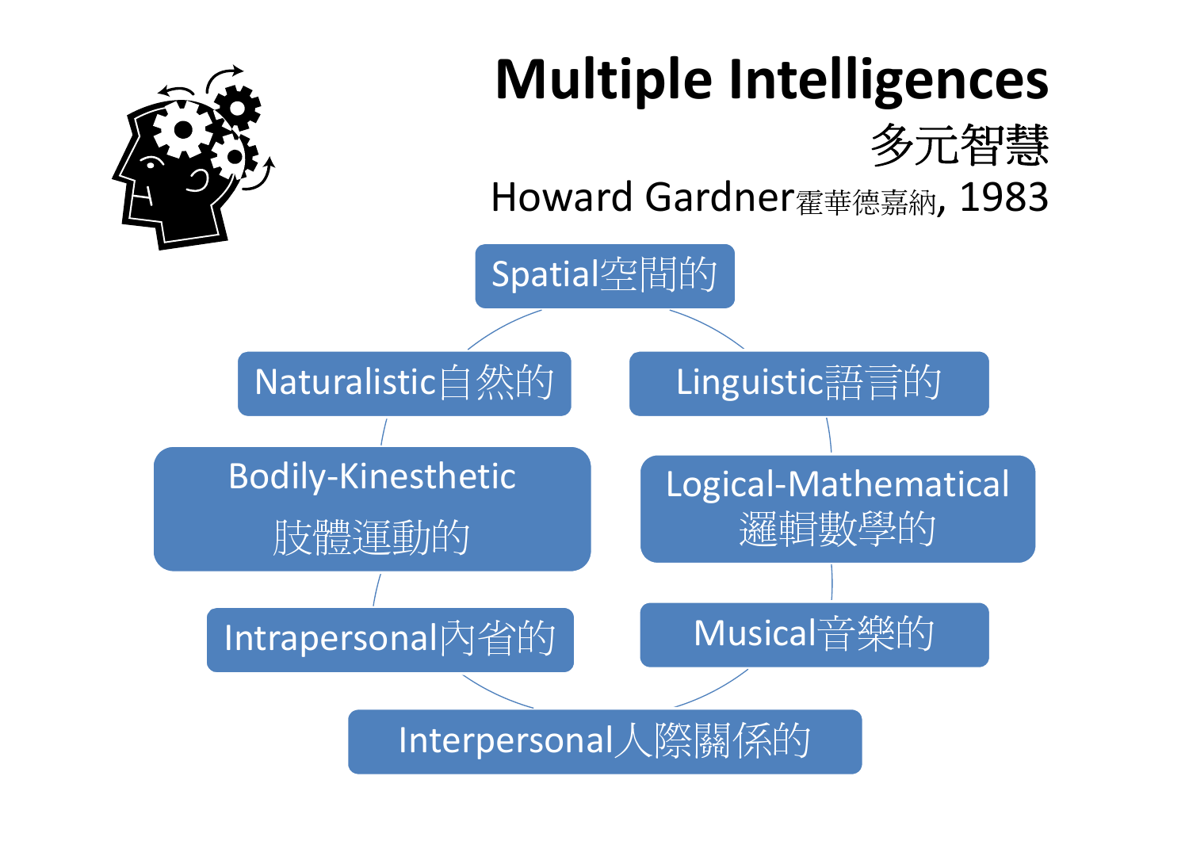# Multiple Intelligences

## 多元智慧

Howard Gardner霍華德嘉納, 1983

- Spatial空間的
- Linguistic語言的
- Logical-Mathematical 邏輯數學的
- Musical音樂的
- Interpersonal人際關係的
- Intrapersonal內省的
- Bodily-Kinesthetic 肢體運動的
- Naturalistic自然的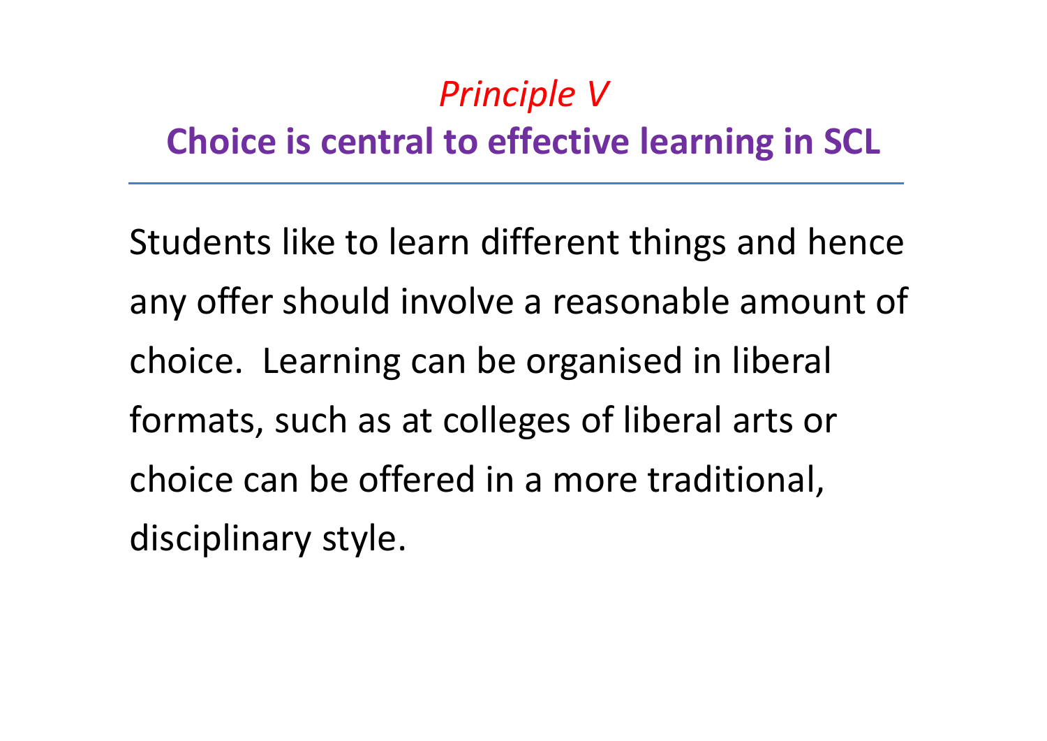## *Principle V*

## **Choice is central to effective learning in SCL**

---

Students like to learn different things and hence any offer should involve a reasonable amount of choice. Learning can be organised in liberal formats, such as at colleges of liberal arts or choice can be offered in a more traditional, disciplinary style.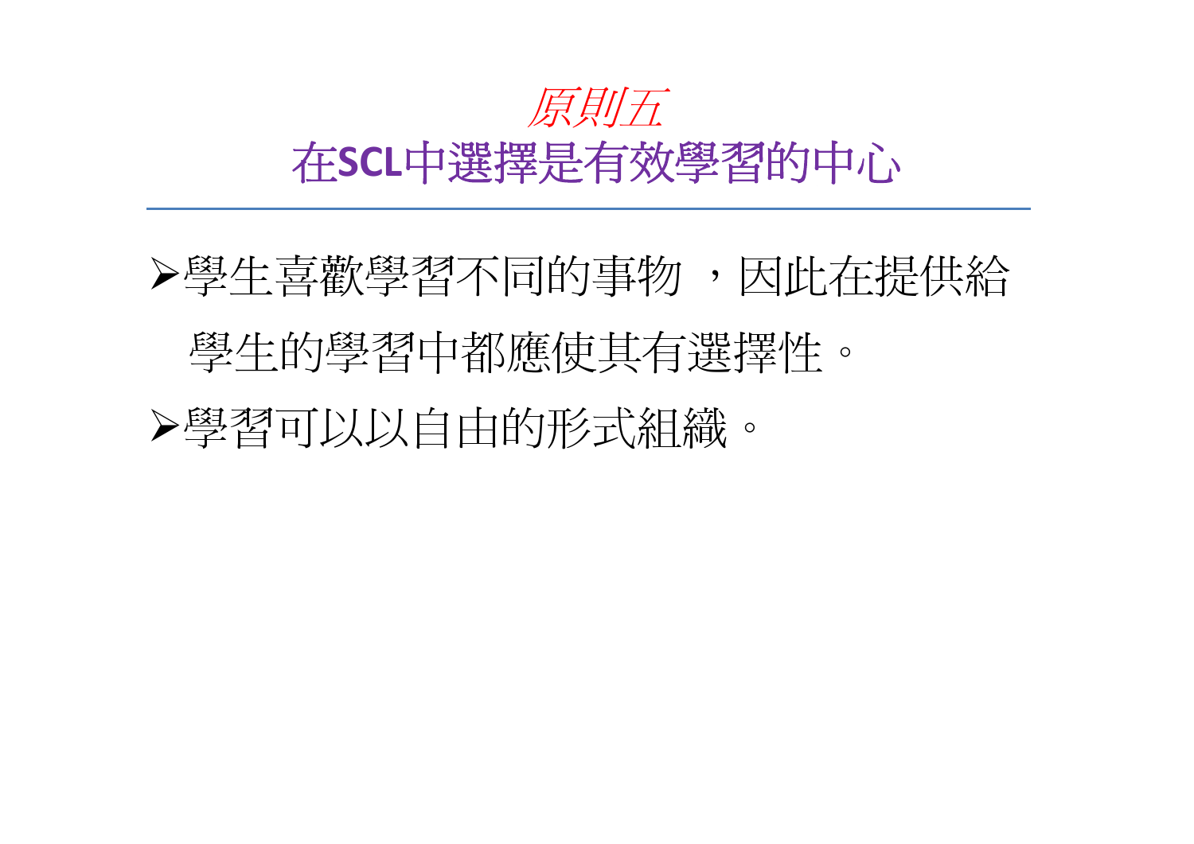## *原則五*

## 在SCL中選擇是有效學習的中心

- 學生喜歡學習不同的事物 ，因此在提供給學生的學習中都應使其有選擇性。
- 學習可以以自由的形式組織。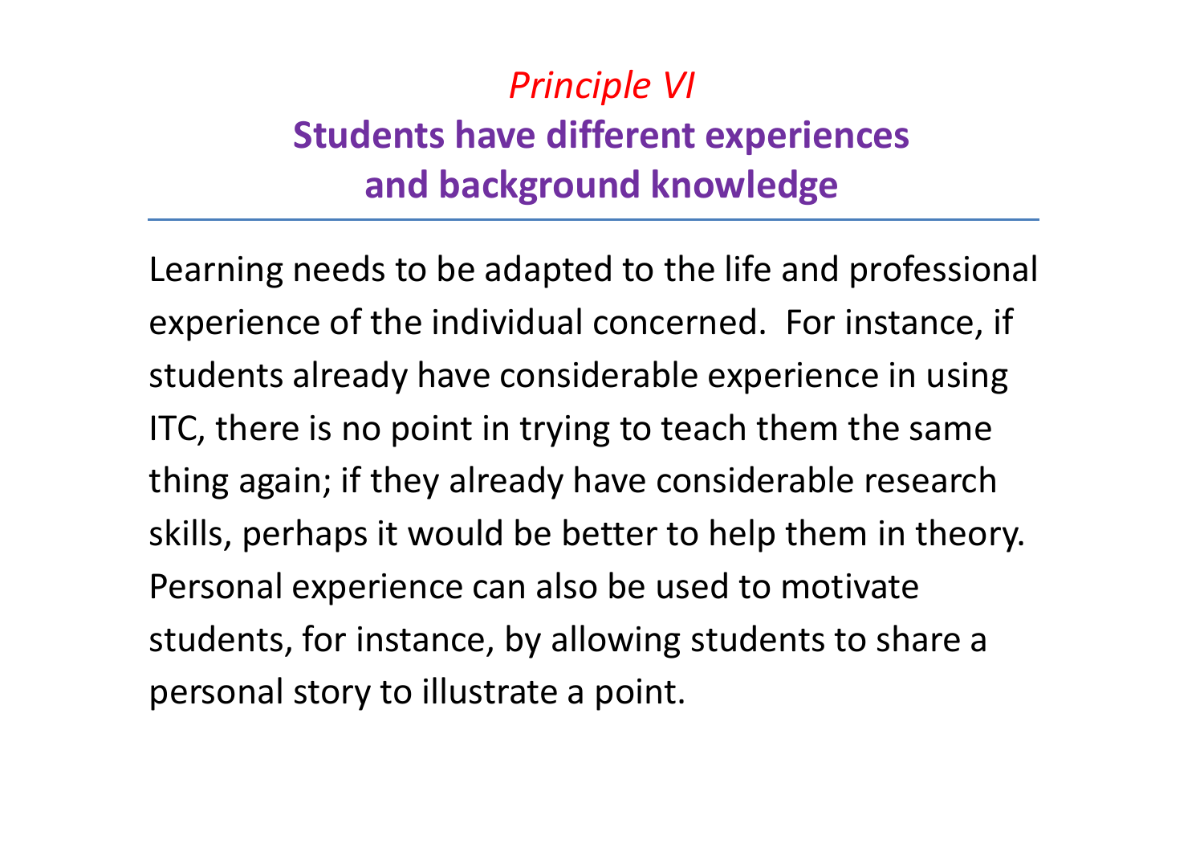## *Principle VI*

## **Students have different experiences and background knowledge**

---

Learning needs to be adapted to the life and professional experience of the individual concerned. For instance, if students already have considerable experience in using ITC, there is no point in trying to teach them the same thing again; if they already have considerable research skills, perhaps it would be better to help them in theory. Personal experience can also be used to motivate students, for instance, by allowing students to share a personal story to illustrate a point.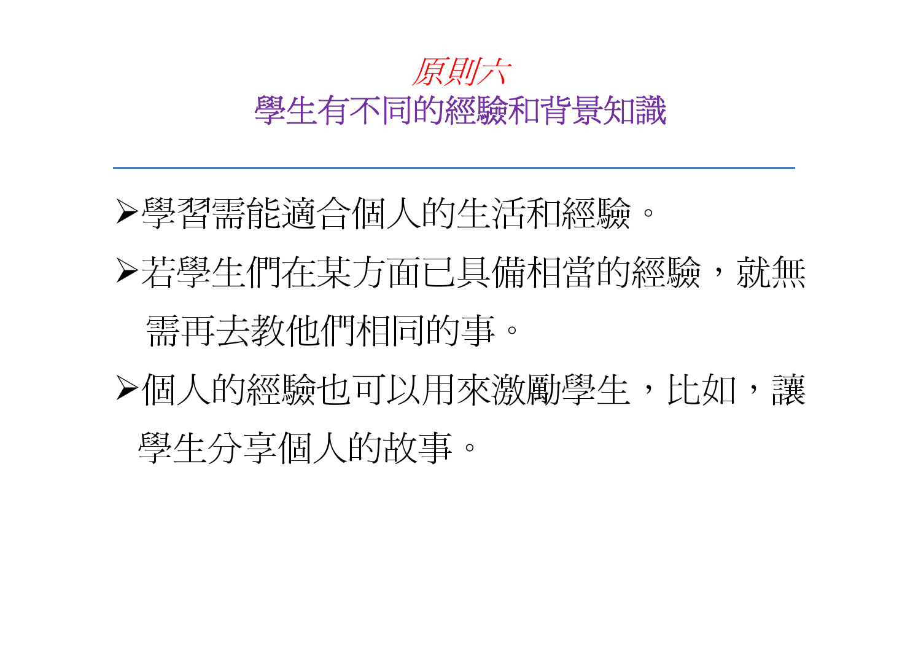## *原則六*

## 學生有不同的經驗和背景知識

---

- 學習需能適合個人的生活和經驗。
- 若學生們在某方面已具備相當的經驗，就無需再去教他們相同的事。
- 個人的經驗也可以用來激勵學生，比如，讓學生分享個人的故事。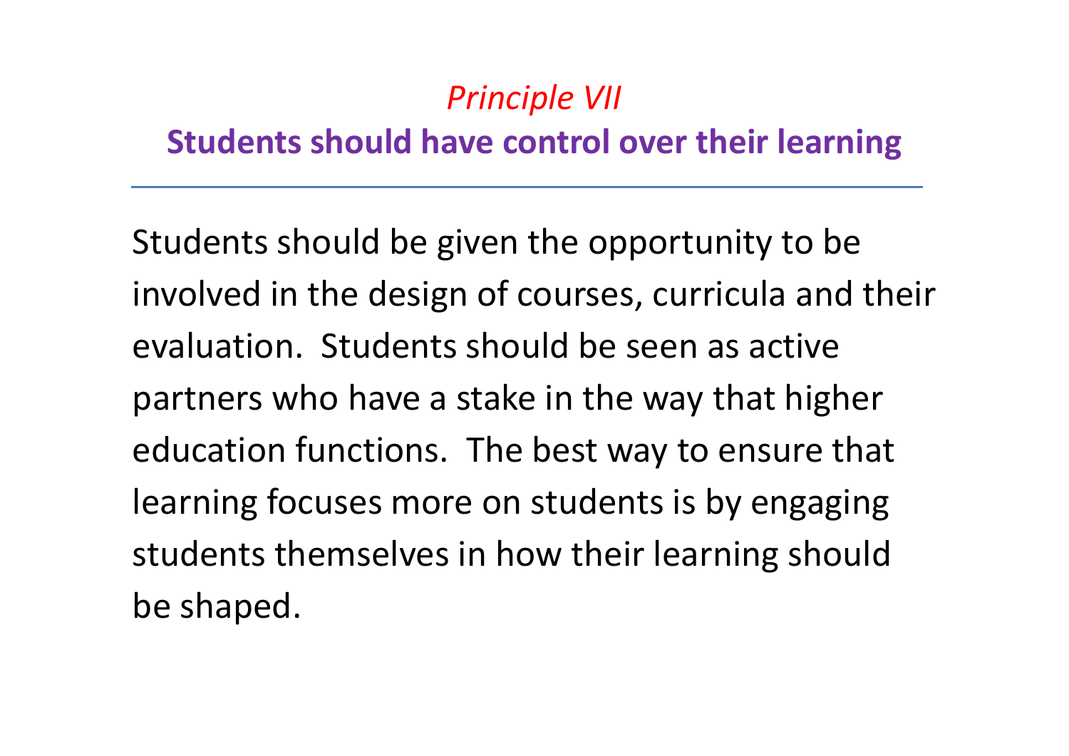## *Principle VII*

## **Students should have control over their learning**

---

Students should be given the opportunity to be involved in the design of courses, curricula and their evaluation. Students should be seen as active partners who have a stake in the way that higher education functions. The best way to ensure that learning focuses more on students is by engaging students themselves in how their learning should be shaped.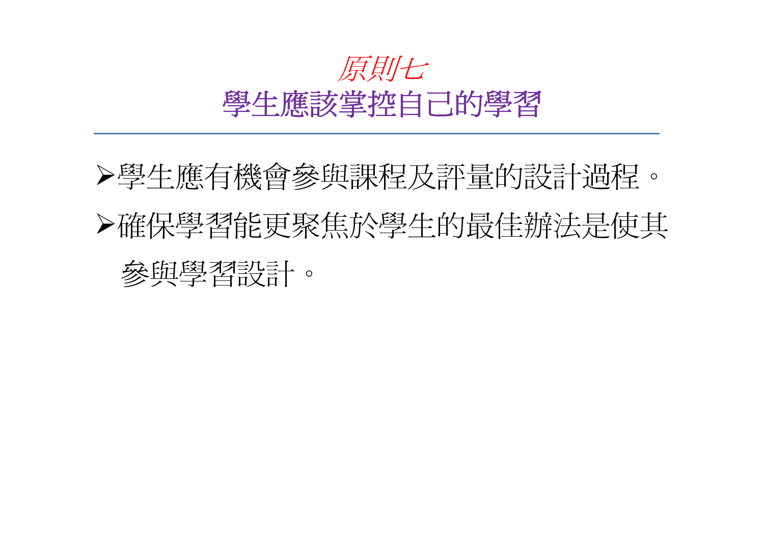## *原則七*
## 學生應該掌控自己的學習

---

- 學生應有機會參與課程及評量的設計過程。
- 確保學習能更聚焦於學生的最佳辦法是使其參與學習設計。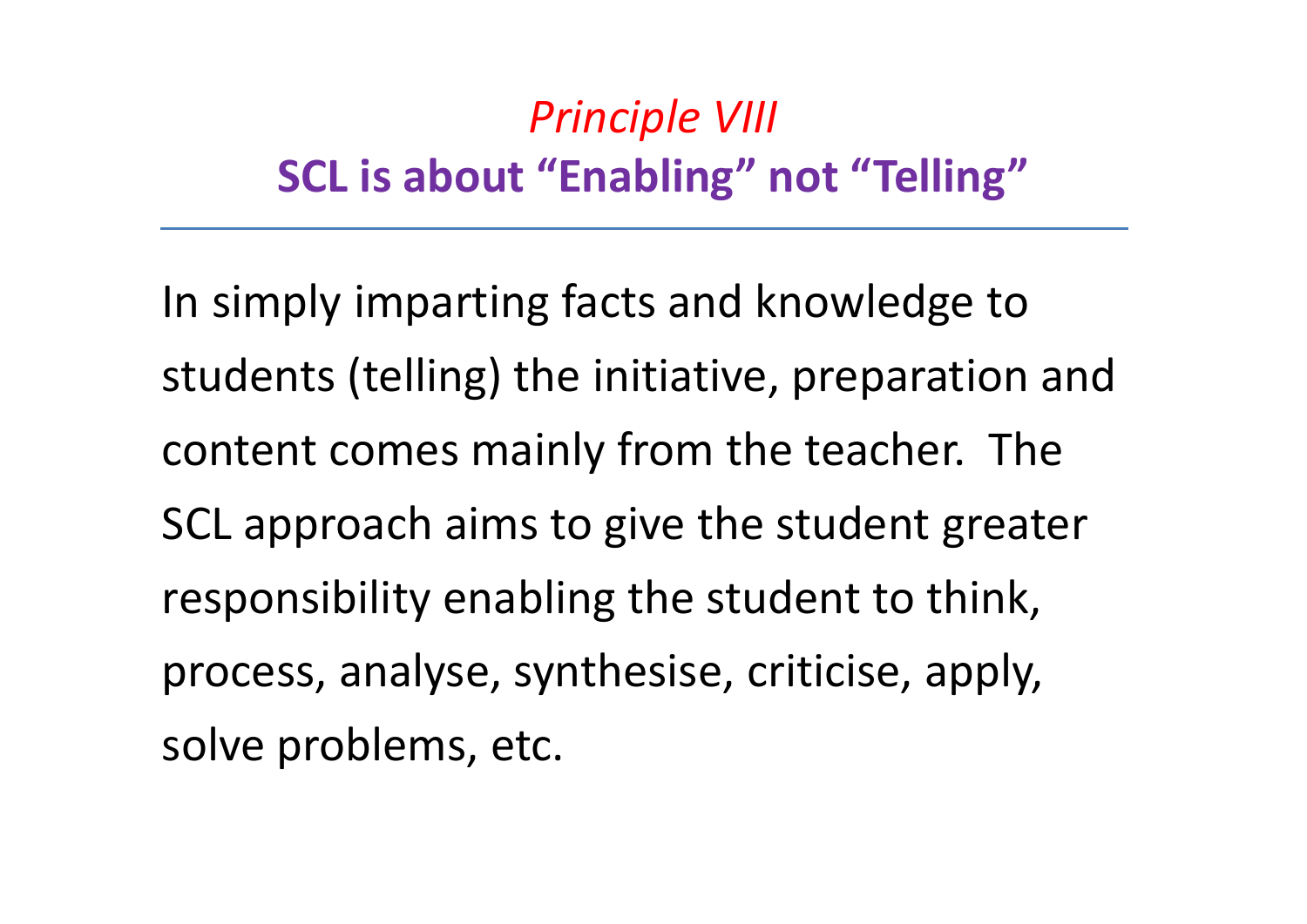## *Principle VIII*

## **SCL is about “Enabling” not “Telling”**

In simply imparting facts and knowledge to students (telling) the initiative, preparation and content comes mainly from the teacher. The SCL approach aims to give the student greater responsibility enabling the student to think, process, analyse, synthesise, criticise, apply, solve problems, etc.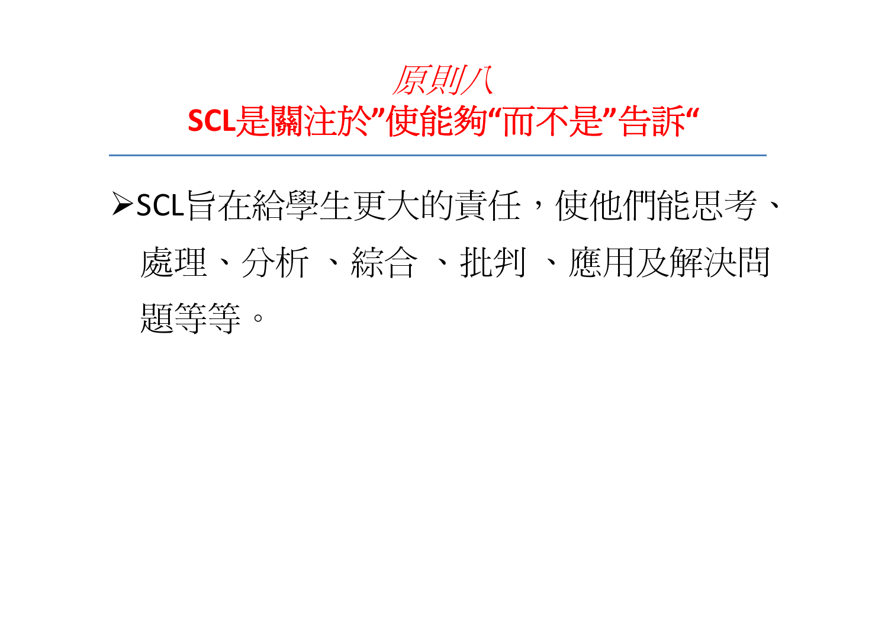# *原則八*

# **SCL是關注於”使能夠“而不是”告訴“**

- SCL旨在給學生更大的責任，使他們能思考、處理、分析 、綜合 、批判 、應用及解決問題等等。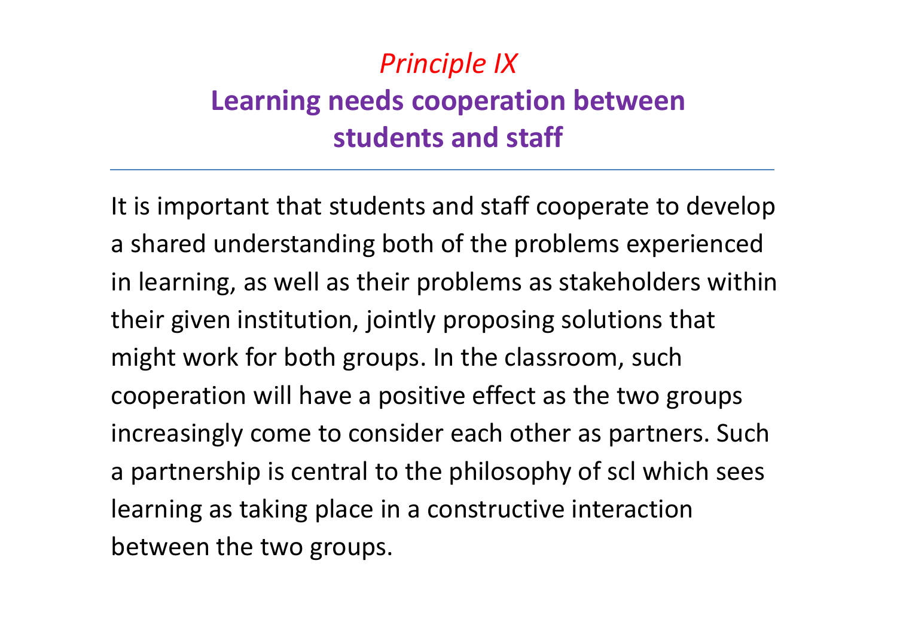## *Principle IX*

## **Learning needs cooperation between students and staff**

---

It is important that students and staff cooperate to develop a shared understanding both of the problems experienced in learning, as well as their problems as stakeholders within their given institution, jointly proposing solutions that might work for both groups. In the classroom, such cooperation will have a positive effect as the two groups increasingly come to consider each other as partners. Such a partnership is central to the philosophy of scl which sees learning as taking place in a constructive interaction between the two groups.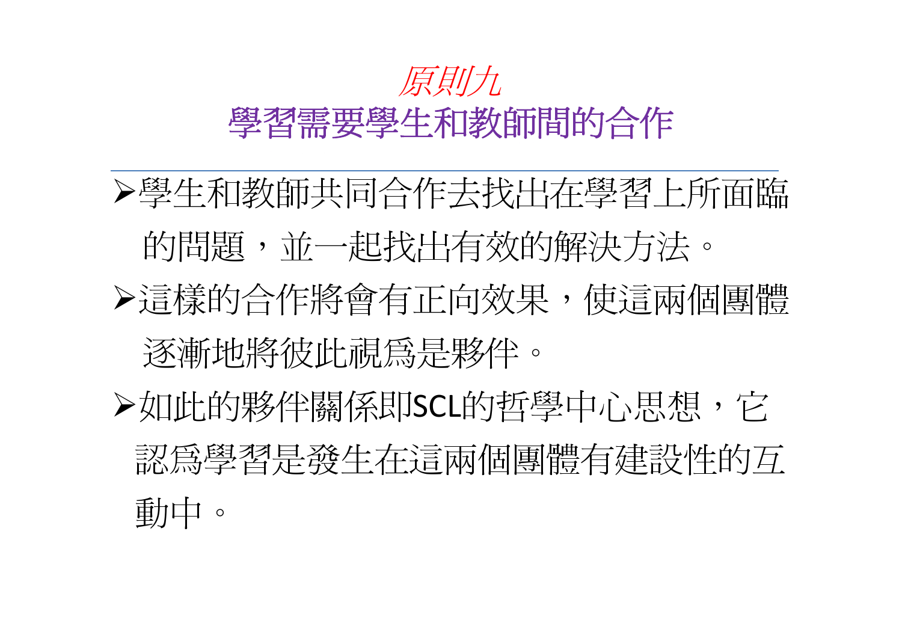# *原則九*
# 學習需要學生和教師間的合作

- 學生和教師共同合作去找出在學習上所面臨的問題，並一起找出有效的解決方法。
- 這樣的合作將會有正向效果，使這兩個團體逐漸地將彼此視爲是夥伴。
- 如此的夥伴關係即SCL的哲學中心思想，它認爲學習是發生在這兩個團體有建設性的互動中。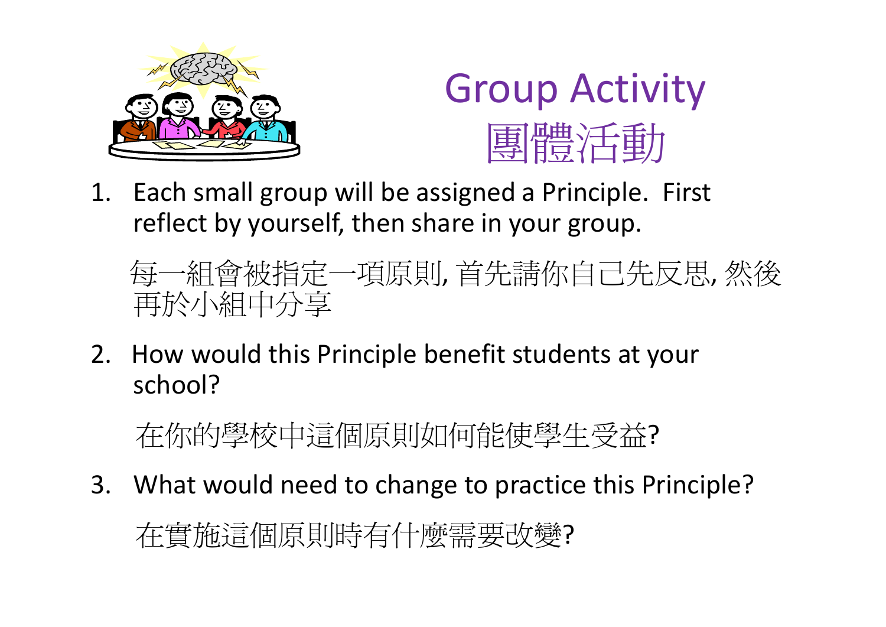# Group Activity
# 團體活動

1. Each small group will be assigned a Principle. First reflect by yourself, then share in your group.

   每一組會被指定一項原則, 首先請你自己先反思, 然後再於小組中分享

2. How would this Principle benefit students at your school?

   在你的學校中這個原則如何能使學生受益?

3. What would need to change to practice this Principle?

   在實施這個原則時有什麼需要改變?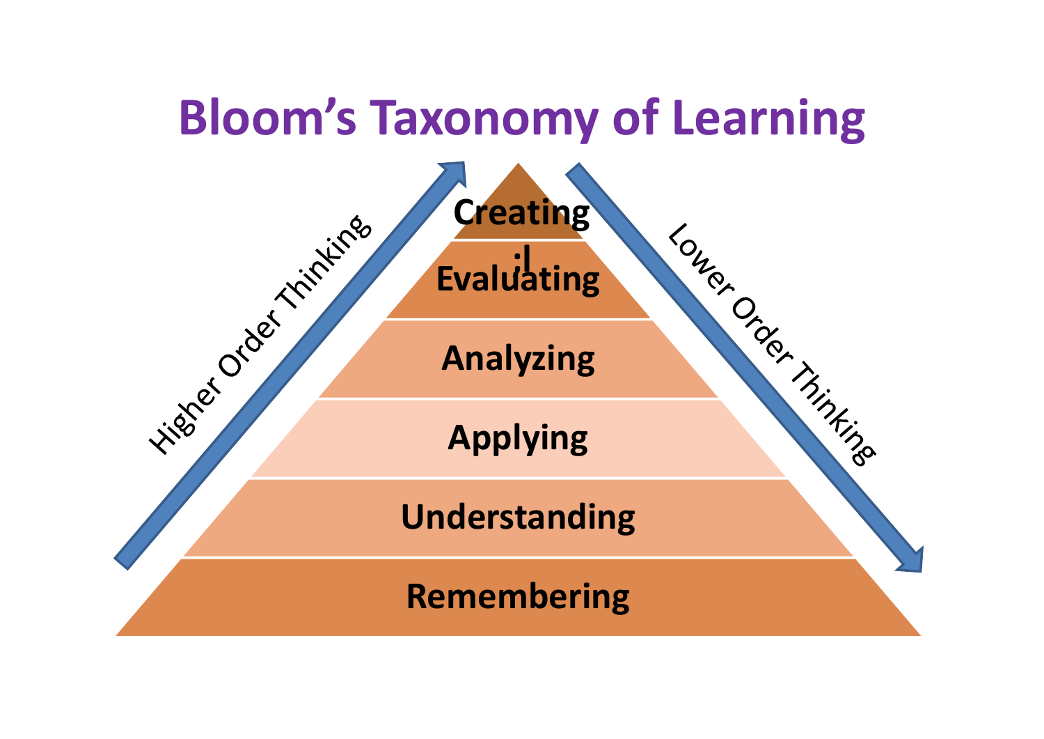# Bloom's Taxonomy of Learning

- Creating
- Evaluating
- Analyzing
- Applying
- Understanding
- Remembering

Higher Order Thinking

Lower Order Thinking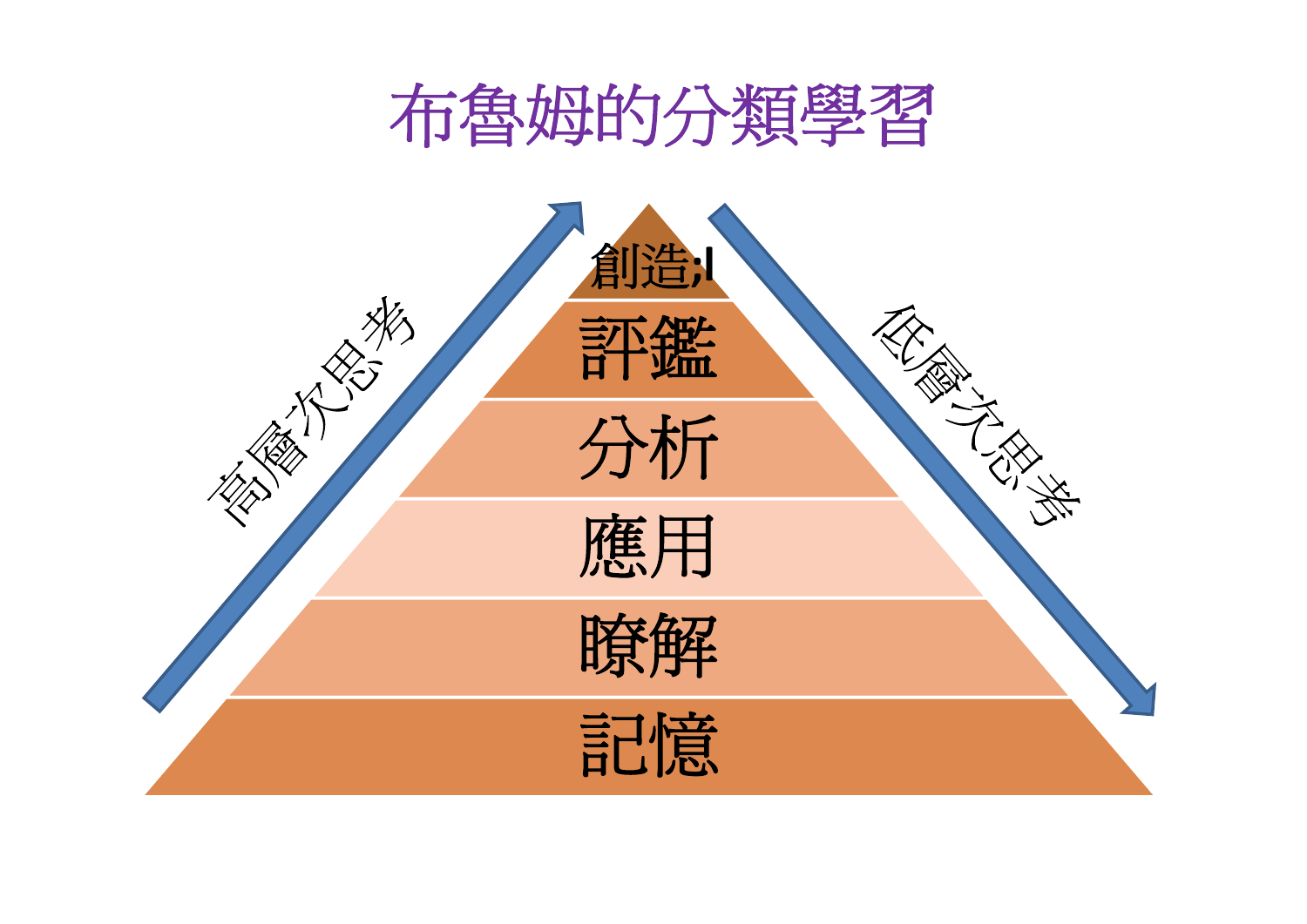# 布魯姆的分類學習

高層次思考

創造;l

評鑑

分析

應用

瞭解

記憶

低層次思考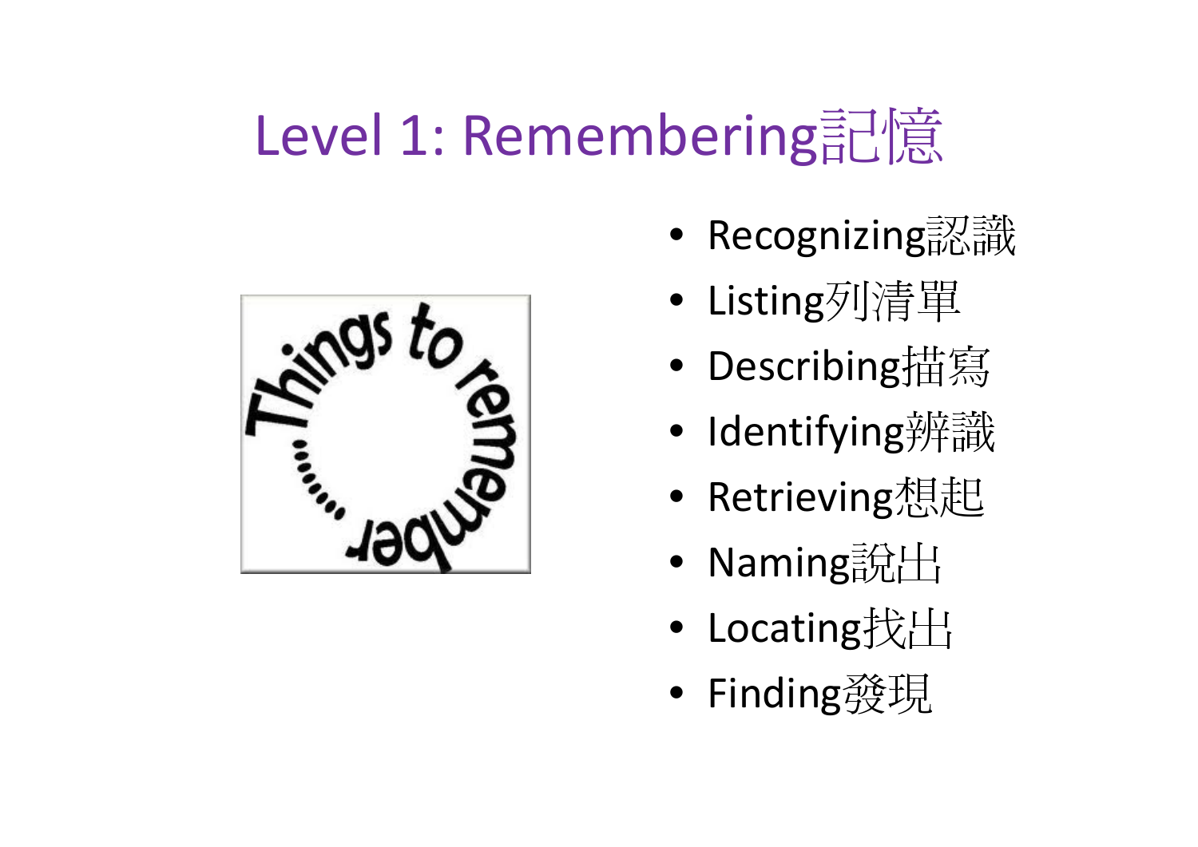# Level 1: Remembering記憶

- Recognizing認識
- Listing列清單
- Describing描寫
- Identifying辨識
- Retrieving想起
- Naming說出
- Locating找出
- Finding發現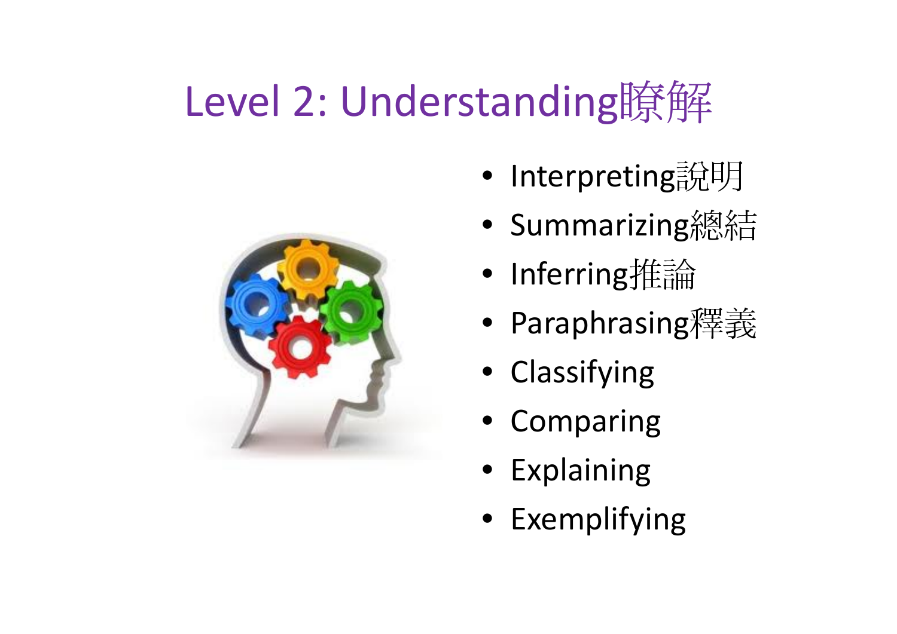# Level 2: Understanding瞭解

- Interpreting說明
- Summarizing總結
- Inferring推論
- Paraphrasing釋義
- Classifying
- Comparing
- Explaining
- Exemplifying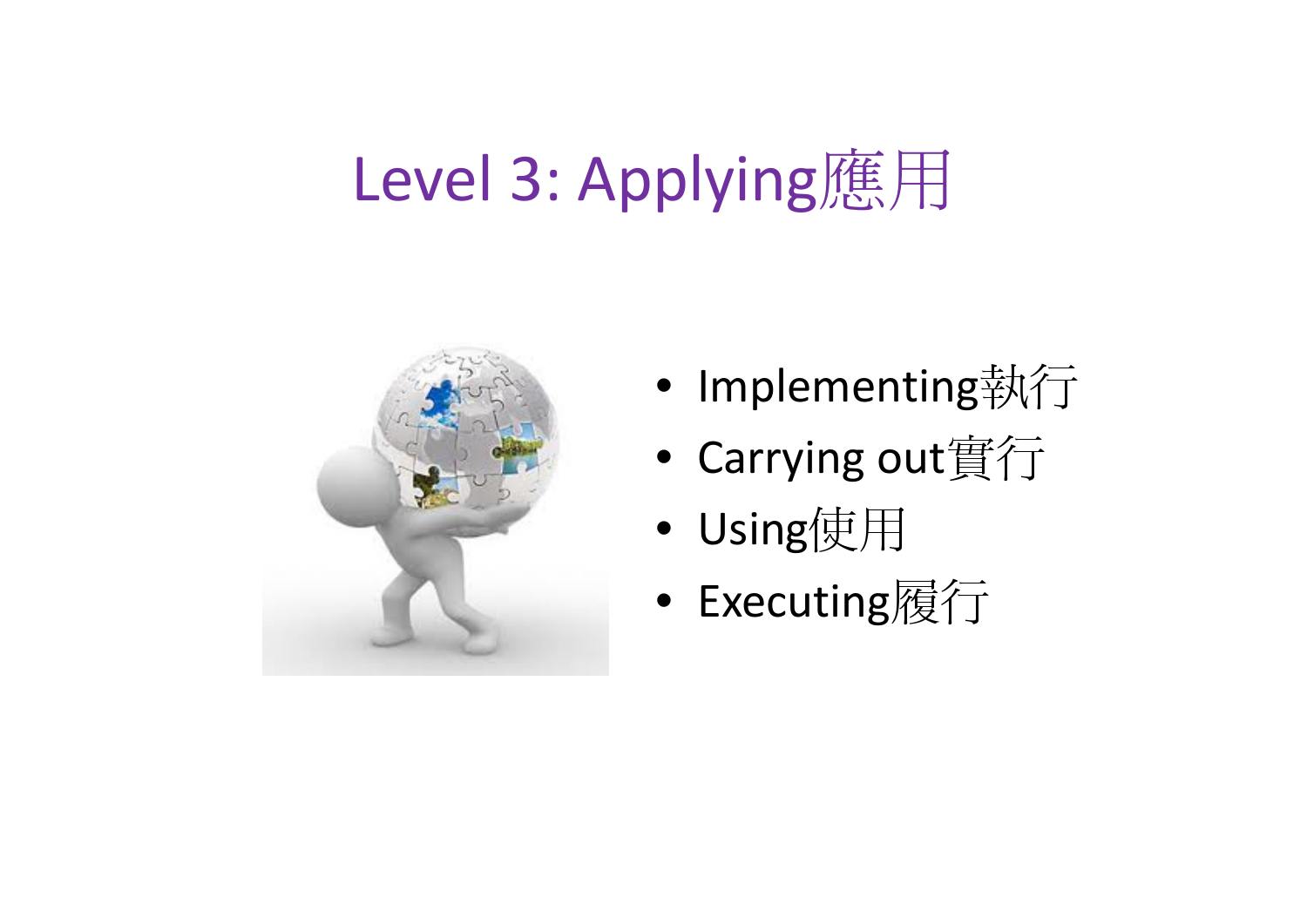# Level 3: Applying應用

- Implementing執行
- Carrying out實行
- Using使用
- Executing履行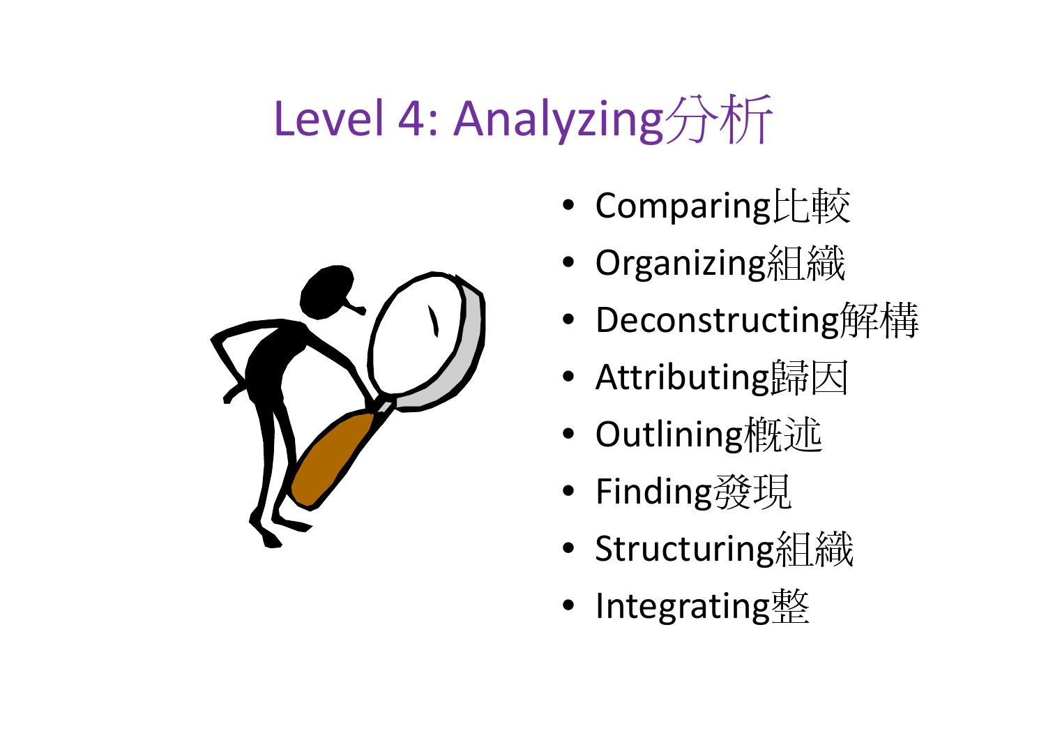# Level 4: Analyzing分析

- Comparing比較
- Organizing組織
- Deconstructing解構
- Attributing歸因
- Outlining概述
- Finding發現
- Structuring組織
- Integrating整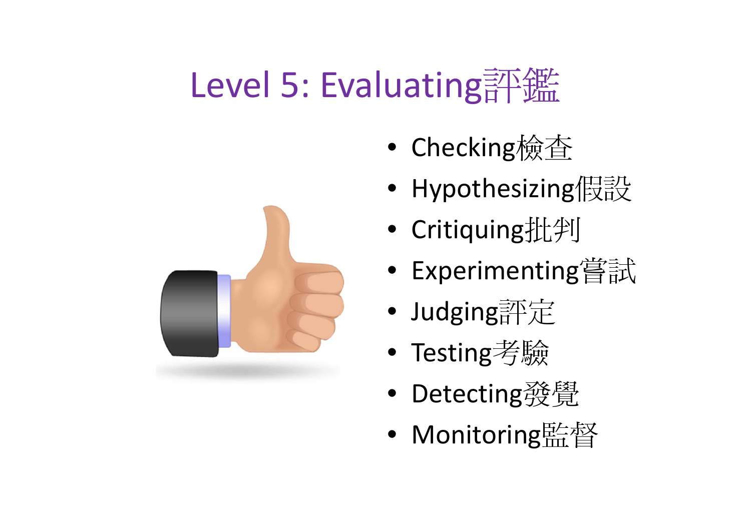# Level 5: Evaluating評鑑

- Checking檢查
- Hypothesizing假設
- Critiquing批判
- Experimenting嘗試
- Judging評定
- Testing考驗
- Detecting發覺
- Monitoring監督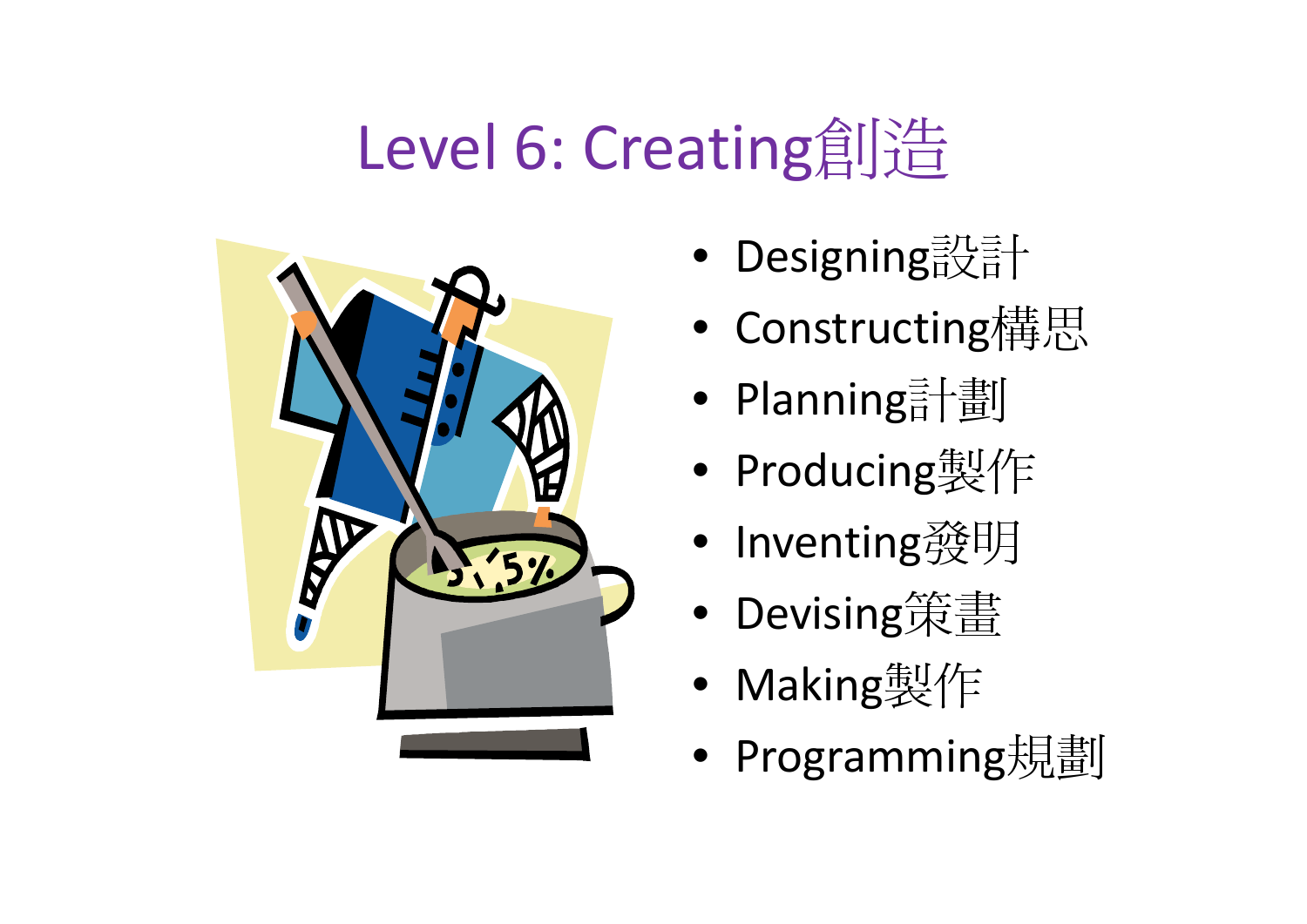# Level 6: Creating創造

- Designing設計
- Constructing構思
- Planning計劃
- Producing製作
- Inventing發明
- Devising策畫
- Making製作
- Programming規劃